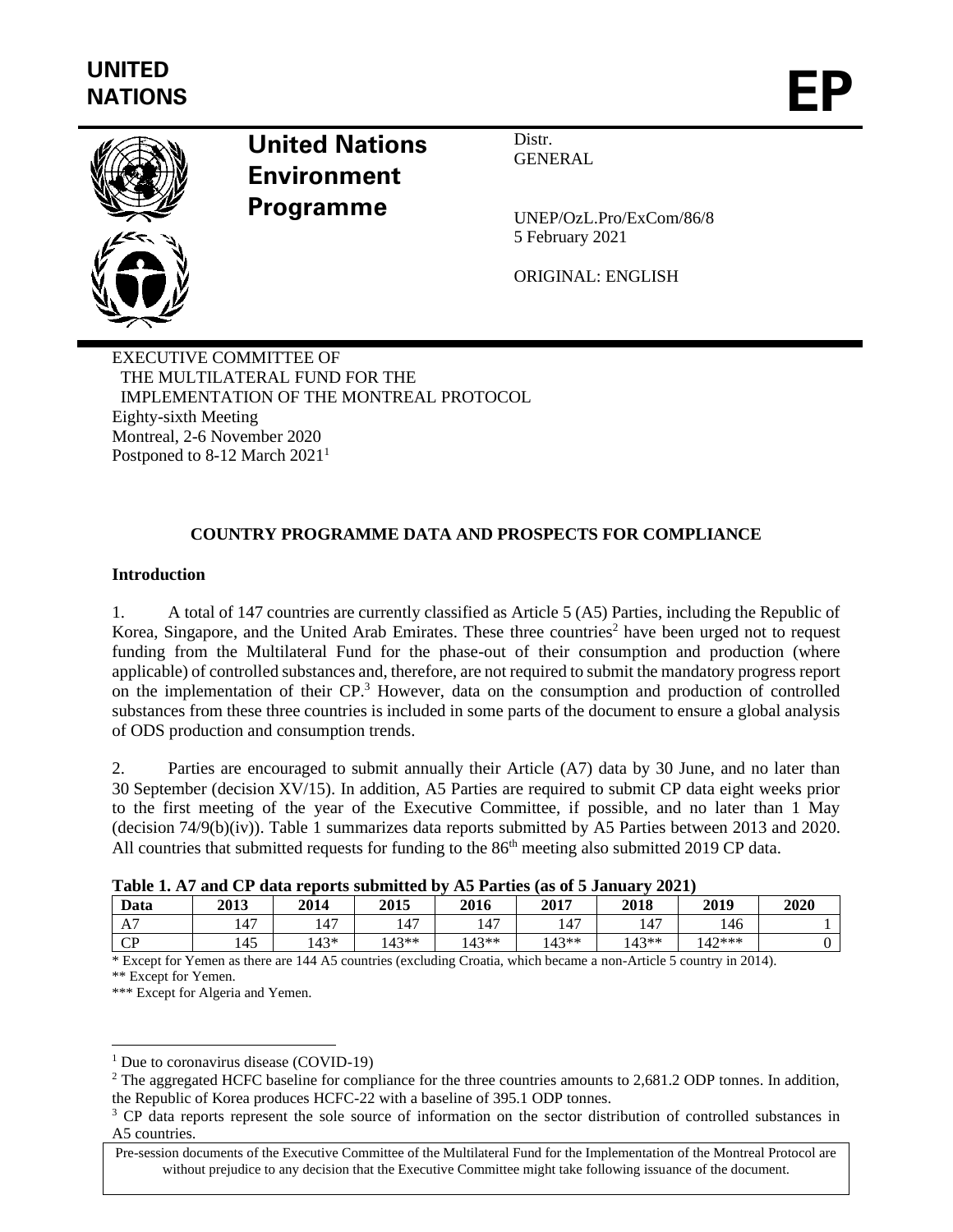UNITED NATIONS

EP

**United Nations Environment Programme**

Distr.
GENERAL

UNEP/OzL.Pro/ExCom/86/8
5 February 2021

ORIGINAL: ENGLISH

EXECUTIVE COMMITTEE OF
THE MULTILATERAL FUND FOR THE
IMPLEMENTATION OF THE MONTREAL PROTOCOL
Eighty-sixth Meeting
Montreal, 2-6 November 2020
Postponed to 8-12 March 2021[1]

## COUNTRY PROGRAMME DATA AND PROSPECTS FOR COMPLIANCE

### Introduction

1. A total of 147 countries are currently classified as Article 5 (A5) Parties, including the Republic of Korea, Singapore, and the United Arab Emirates. These three countries[2] have been urged not to request funding from the Multilateral Fund for the phase-out of their consumption and production (where applicable) of controlled substances and, therefore, are not required to submit the mandatory progress report on the implementation of their CP.[3] However, data on the consumption and production of controlled substances from these three countries is included in some parts of the document to ensure a global analysis of ODS production and consumption trends.

2. Parties are encouraged to submit annually their Article (A7) data by 30 June, and no later than 30 September (decision XV/15). In addition, A5 Parties are required to submit CP data eight weeks prior to the first meeting of the year of the Executive Committee, if possible, and no later than 1 May (decision 74/9(b)(iv)). Table 1 summarizes data reports submitted by A5 Parties between 2013 and 2020. All countries that submitted requests for funding to the 86th meeting also submitted 2019 CP data.

**Table 1. A7 and CP data reports submitted by A5 Parties (as of 5 January 2021)**

| Data | 2013 | 2014 | 2015 | 2016 | 2017 | 2018 | 2019 | 2020 |
|---|---|---|---|---|---|---|---|---|
| A7 | 147 | 147 | 147 | 147 | 147 | 147 | 146 | 1 |
| CP | 145 | 143* | 143** | 143** | 143** | 143** | 142*** | 0 |

\* Except for Yemen as there are 144 A5 countries (excluding Croatia, which became a non-Article 5 country in 2014).
** Except for Yemen.
*** Except for Algeria and Yemen.

[1] Due to coronavirus disease (COVID-19)

[2] The aggregated HCFC baseline for compliance for the three countries amounts to 2,681.2 ODP tonnes. In addition, the Republic of Korea produces HCFC-22 with a baseline of 395.1 ODP tonnes.

[3] CP data reports represent the sole source of information on the sector distribution of controlled substances in A5 countries.

Pre-session documents of the Executive Committee of the Multilateral Fund for the Implementation of the Montreal Protocol are without prejudice to any decision that the Executive Committee might take following issuance of the document.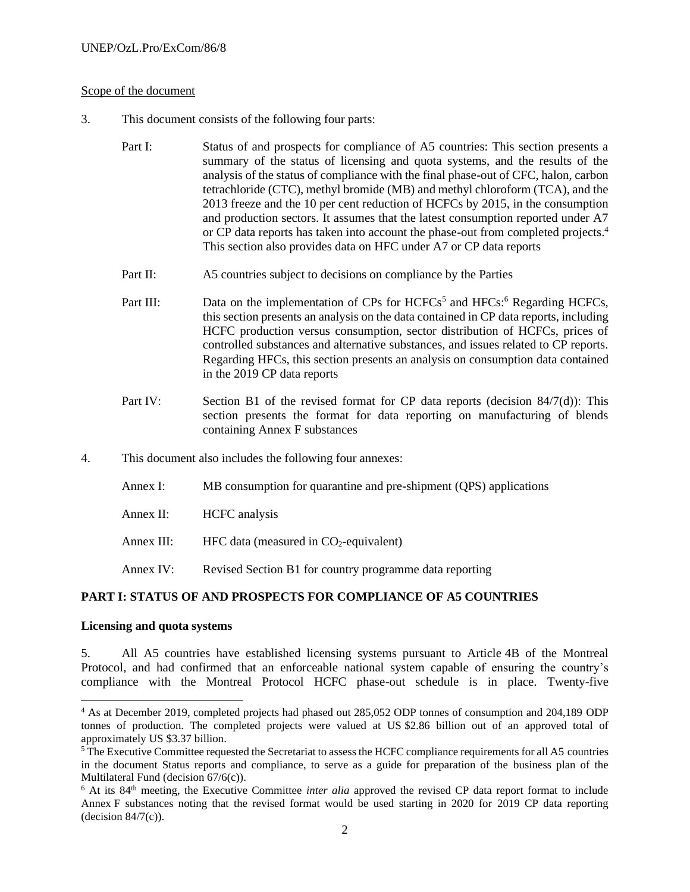Scope of the document

3. This document consists of the following four parts:

Part I: Status of and prospects for compliance of A5 countries: This section presents a summary of the status of licensing and quota systems, and the results of the analysis of the status of compliance with the final phase-out of CFC, halon, carbon tetrachloride (CTC), methyl bromide (MB) and methyl chloroform (TCA), and the 2013 freeze and the 10 per cent reduction of HCFCs by 2015, in the consumption and production sectors. It assumes that the latest consumption reported under A7 or CP data reports has taken into account the phase-out from completed projects.[4] This section also provides data on HFC under A7 or CP data reports

Part II: A5 countries subject to decisions on compliance by the Parties

Part III: Data on the implementation of CPs for HCFCs[5] and HFCs:[6] Regarding HCFCs, this section presents an analysis on the data contained in CP data reports, including HCFC production versus consumption, sector distribution of HCFCs, prices of controlled substances and alternative substances, and issues related to CP reports. Regarding HFCs, this section presents an analysis on consumption data contained in the 2019 CP data reports

Part IV: Section B1 of the revised format for CP data reports (decision 84/7(d)): This section presents the format for data reporting on manufacturing of blends containing Annex F substances

4. This document also includes the following four annexes:

Annex I: MB consumption for quarantine and pre-shipment (QPS) applications

Annex II: HCFC analysis

Annex III: HFC data (measured in $CO_2$-equivalent)

Annex IV: Revised Section B1 for country programme data reporting

## PART I: STATUS OF AND PROSPECTS FOR COMPLIANCE OF A5 COUNTRIES

### Licensing and quota systems

5. All A5 countries have established licensing systems pursuant to Article 4B of the Montreal Protocol, and had confirmed that an enforceable national system capable of ensuring the country's compliance with the Montreal Protocol HCFC phase-out schedule is in place. Twenty-five

---

[4] As at December 2019, completed projects had phased out 285,052 ODP tonnes of consumption and 204,189 ODP tonnes of production. The completed projects were valued at US $2.86 billion out of an approved total of approximately US $3.37 billion.

[5] The Executive Committee requested the Secretariat to assess the HCFC compliance requirements for all A5 countries in the document Status reports and compliance, to serve as a guide for preparation of the business plan of the Multilateral Fund (decision 67/6(c)).

[6] At its 84[th] meeting, the Executive Committee *inter alia* approved the revised CP data report format to include Annex F substances noting that the revised format would be used starting in 2020 for 2019 CP data reporting (decision 84/7(c)).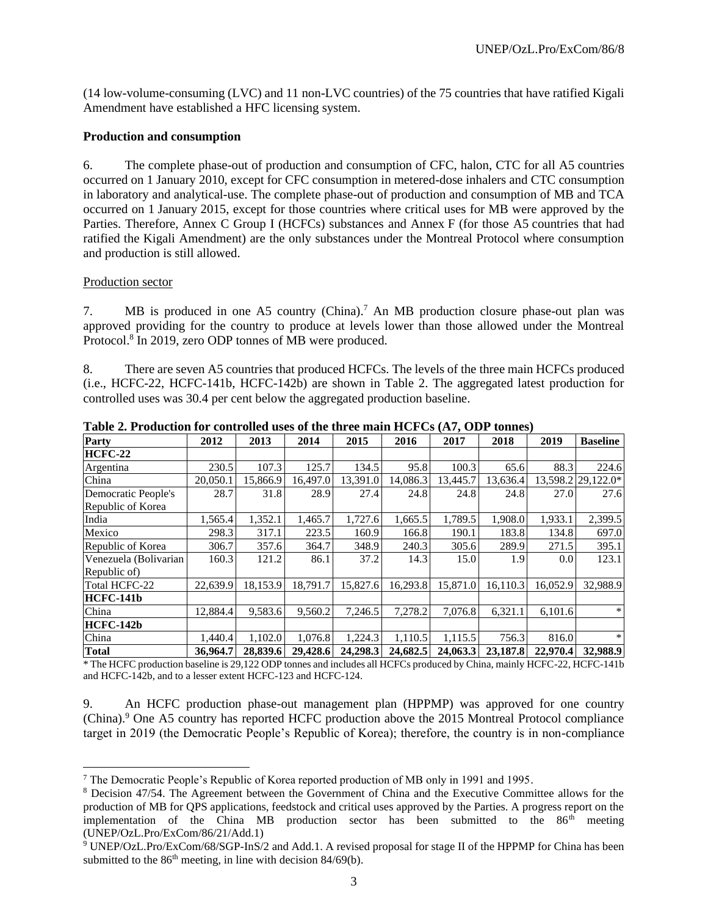(14 low-volume-consuming (LVC) and 11 non-LVC countries) of the 75 countries that have ratified Kigali Amendment have established a HFC licensing system.

**Production and consumption**

6. The complete phase-out of production and consumption of CFC, halon, CTC for all A5 countries occurred on 1 January 2010, except for CFC consumption in metered-dose inhalers and CTC consumption in laboratory and analytical-use. The complete phase-out of production and consumption of MB and TCA occurred on 1 January 2015, except for those countries where critical uses for MB were approved by the Parties. Therefore, Annex C Group I (HCFCs) substances and Annex F (for those A5 countries that had ratified the Kigali Amendment) are the only substances under the Montreal Protocol where consumption and production is still allowed.

Production sector

7. MB is produced in one A5 country (China).[7] An MB production closure phase-out plan was approved providing for the country to produce at levels lower than those allowed under the Montreal Protocol.[8] In 2019, zero ODP tonnes of MB were produced.

8. There are seven A5 countries that produced HCFCs. The levels of the three main HCFCs produced (i.e., HCFC-22, HCFC-141b, HCFC-142b) are shown in Table 2. The aggregated latest production for controlled uses was 30.4 per cent below the aggregated production baseline.

**Table 2. Production for controlled uses of the three main HCFCs (A7, ODP tonnes)**

| Party | 2012 | 2013 | 2014 | 2015 | 2016 | 2017 | 2018 | 2019 | Baseline |
|---|---|---|---|---|---|---|---|---|---|
| **HCFC-22** | | | | | | | | | |
| Argentina | 230.5 | 107.3 | 125.7 | 134.5 | 95.8 | 100.3 | 65.6 | 88.3 | 224.6 |
| China | 20,050.1 | 15,866.9 | 16,497.0 | 13,391.0 | 14,086.3 | 13,445.7 | 13,636.4 | 13,598.2 | 29,122.0* |
| Democratic People's Republic of Korea | 28.7 | 31.8 | 28.9 | 27.4 | 24.8 | 24.8 | 24.8 | 27.0 | 27.6 |
| India | 1,565.4 | 1,352.1 | 1,465.7 | 1,727.6 | 1,665.5 | 1,789.5 | 1,908.0 | 1,933.1 | 2,399.5 |
| Mexico | 298.3 | 317.1 | 223.5 | 160.9 | 166.8 | 190.1 | 183.8 | 134.8 | 697.0 |
| Republic of Korea | 306.7 | 357.6 | 364.7 | 348.9 | 240.3 | 305.6 | 289.9 | 271.5 | 395.1 |
| Venezuela (Bolivarian Republic of) | 160.3 | 121.2 | 86.1 | 37.2 | 14.3 | 15.0 | 1.9 | 0.0 | 123.1 |
| Total HCFC-22 | 22,639.9 | 18,153.9 | 18,791.7 | 15,827.6 | 16,293.8 | 15,871.0 | 16,110.3 | 16,052.9 | 32,988.9 |
| **HCFC-141b** | | | | | | | | | |
| China | 12,884.4 | 9,583.6 | 9,560.2 | 7,246.5 | 7,278.2 | 7,076.8 | 6,321.1 | 6,101.6 | * |
| **HCFC-142b** | | | | | | | | | |
| China | 1,440.4 | 1,102.0 | 1,076.8 | 1,224.3 | 1,110.5 | 1,115.5 | 756.3 | 816.0 | * |
| **Total** | **36,964.7** | **28,839.6** | **29,428.6** | **24,298.3** | **24,682.5** | **24,063.3** | **23,187.8** | **22,970.4** | **32,988.9** |

\* The HCFC production baseline is 29,122 ODP tonnes and includes all HCFCs produced by China, mainly HCFC-22, HCFC-141b and HCFC-142b, and to a lesser extent HCFC-123 and HCFC-124.

9. An HCFC production phase-out management plan (HPPMP) was approved for one country (China).[9] One A5 country has reported HCFC production above the 2015 Montreal Protocol compliance target in 2019 (the Democratic People's Republic of Korea); therefore, the country is in non-compliance

[7] The Democratic People's Republic of Korea reported production of MB only in 1991 and 1995.

[8] Decision 47/54. The Agreement between the Government of China and the Executive Committee allows for the production of MB for QPS applications, feedstock and critical uses approved by the Parties. A progress report on the implementation of the China MB production sector has been submitted to the 86th meeting (UNEP/OzL.Pro/ExCom/86/21/Add.1)

[9] UNEP/OzL.Pro/ExCom/68/SGP-InS/2 and Add.1. A revised proposal for stage II of the HPPMP for China has been submitted to the 86th meeting, in line with decision 84/69(b).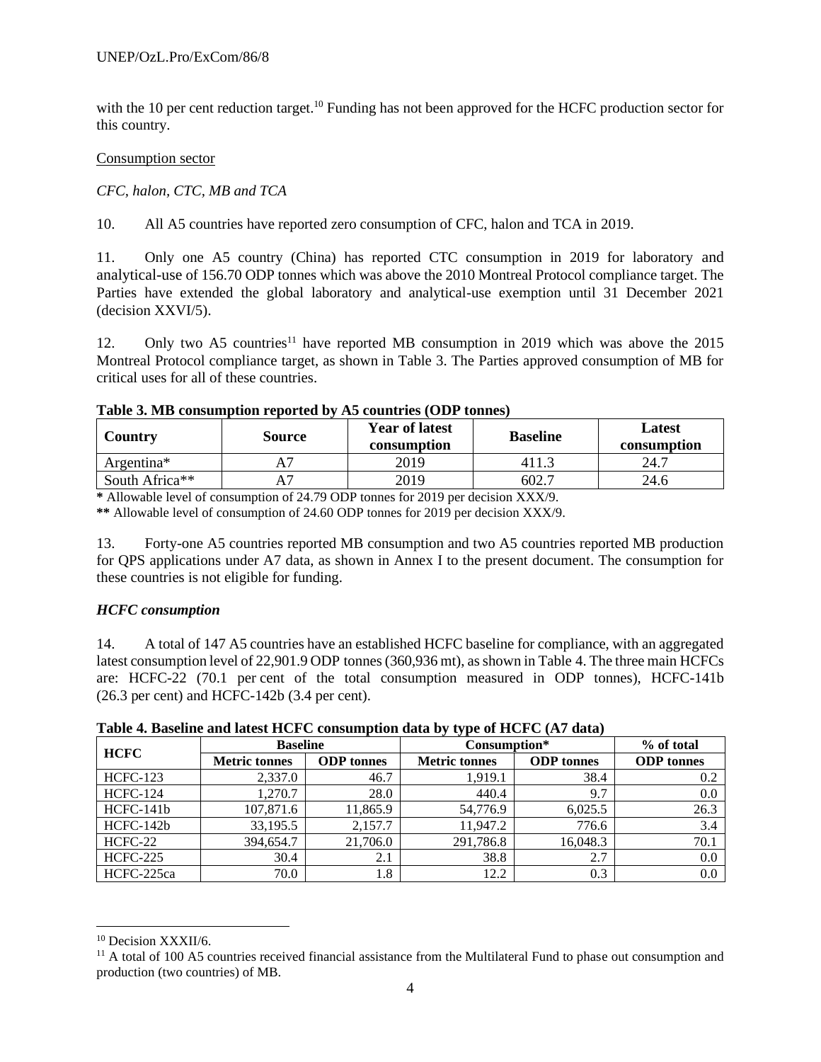with the 10 per cent reduction target.[10] Funding has not been approved for the HCFC production sector for this country.

Consumption sector

*CFC, halon, CTC, MB and TCA*

10. All A5 countries have reported zero consumption of CFC, halon and TCA in 2019.

11. Only one A5 country (China) has reported CTC consumption in 2019 for laboratory and analytical-use of 156.70 ODP tonnes which was above the 2010 Montreal Protocol compliance target. The Parties have extended the global laboratory and analytical-use exemption until 31 December 2021 (decision XXVI/5).

12. Only two A5 countries[11] have reported MB consumption in 2019 which was above the 2015 Montreal Protocol compliance target, as shown in Table 3. The Parties approved consumption of MB for critical uses for all of these countries.

**Table 3. MB consumption reported by A5 countries (ODP tonnes)**

| Country | Source | Year of latest consumption | Baseline | Latest consumption |
|---|---|---|---|---|
| Argentina* | A7 | 2019 | 411.3 | 24.7 |
| South Africa** | A7 | 2019 | 602.7 | 24.6 |

**\*** Allowable level of consumption of 24.79 ODP tonnes for 2019 per decision XXX/9.

**\*\*** Allowable level of consumption of 24.60 ODP tonnes for 2019 per decision XXX/9.

13. Forty-one A5 countries reported MB consumption and two A5 countries reported MB production for QPS applications under A7 data, as shown in Annex I to the present document. The consumption for these countries is not eligible for funding.

***HCFC consumption***

14. A total of 147 A5 countries have an established HCFC baseline for compliance, with an aggregated latest consumption level of 22,901.9 ODP tonnes (360,936 mt), as shown in Table 4. The three main HCFCs are: HCFC-22 (70.1 per cent of the total consumption measured in ODP tonnes), HCFC-141b (26.3 per cent) and HCFC-142b (3.4 per cent).

**Table 4. Baseline and latest HCFC consumption data by type of HCFC (A7 data)**

| HCFC | Baseline | | Consumption* | | % of total |
|---|---|---|---|---|---|
| | Metric tonnes | ODP tonnes | Metric tonnes | ODP tonnes | ODP tonnes |
| HCFC-123 | 2,337.0 | 46.7 | 1,919.1 | 38.4 | 0.2 |
| HCFC-124 | 1,270.7 | 28.0 | 440.4 | 9.7 | 0.0 |
| HCFC-141b | 107,871.6 | 11,865.9 | 54,776.9 | 6,025.5 | 26.3 |
| HCFC-142b | 33,195.5 | 2,157.7 | 11,947.2 | 776.6 | 3.4 |
| HCFC-22 | 394,654.7 | 21,706.0 | 291,786.8 | 16,048.3 | 70.1 |
| HCFC-225 | 30.4 | 2.1 | 38.8 | 2.7 | 0.0 |
| HCFC-225ca | 70.0 | 1.8 | 12.2 | 0.3 | 0.0 |

[10] Decision XXXII/6.

[11] A total of 100 A5 countries received financial assistance from the Multilateral Fund to phase out consumption and production (two countries) of MB.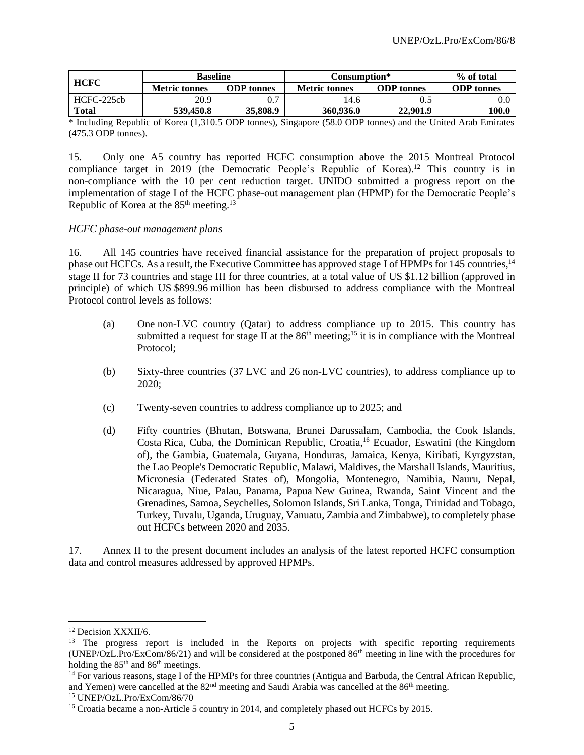| HCFC | Baseline | | Consumption* | | % of total |
|---|---|---|---|---|---|
| | Metric tonnes | ODP tonnes | Metric tonnes | ODP tonnes | ODP tonnes |
| HCFC-225cb | 20.9 | 0.7 | 14.6 | 0.5 | 0.0 |
| **Total** | **539,450.8** | **35,808.9** | **360,936.0** | **22,901.9** | **100.0** |

\* Including Republic of Korea (1,310.5 ODP tonnes), Singapore (58.0 ODP tonnes) and the United Arab Emirates (475.3 ODP tonnes).

15. Only one A5 country has reported HCFC consumption above the 2015 Montreal Protocol compliance target in 2019 (the Democratic People's Republic of Korea).[12] This country is in non-compliance with the 10 per cent reduction target. UNIDO submitted a progress report on the implementation of stage I of the HCFC phase-out management plan (HPMP) for the Democratic People's Republic of Korea at the 85th meeting.[13]

*HCFC phase-out management plans*

16. All 145 countries have received financial assistance for the preparation of project proposals to phase out HCFCs. As a result, the Executive Committee has approved stage I of HPMPs for 145 countries,[14] stage II for 73 countries and stage III for three countries, at a total value of US $1.12 billion (approved in principle) of which US $899.96 million has been disbursed to address compliance with the Montreal Protocol control levels as follows:

(a) One non-LVC country (Qatar) to address compliance up to 2015. This country has submitted a request for stage II at the 86th meeting;[15] it is in compliance with the Montreal Protocol;

(b) Sixty-three countries (37 LVC and 26 non-LVC countries), to address compliance up to 2020;

(c) Twenty-seven countries to address compliance up to 2025; and

(d) Fifty countries (Bhutan, Botswana, Brunei Darussalam, Cambodia, the Cook Islands, Costa Rica, Cuba, the Dominican Republic, Croatia,[16] Ecuador, Eswatini (the Kingdom of), the Gambia, Guatemala, Guyana, Honduras, Jamaica, Kenya, Kiribati, Kyrgyzstan, the Lao People's Democratic Republic, Malawi, Maldives, the Marshall Islands, Mauritius, Micronesia (Federated States of), Mongolia, Montenegro, Namibia, Nauru, Nepal, Nicaragua, Niue, Palau, Panama, Papua New Guinea, Rwanda, Saint Vincent and the Grenadines, Samoa, Seychelles, Solomon Islands, Sri Lanka, Tonga, Trinidad and Tobago, Turkey, Tuvalu, Uganda, Uruguay, Vanuatu, Zambia and Zimbabwe), to completely phase out HCFCs between 2020 and 2035.

17. Annex II to the present document includes an analysis of the latest reported HCFC consumption data and control measures addressed by approved HPMPs.

---

[12] Decision XXXII/6.

[13] The progress report is included in the Reports on projects with specific reporting requirements (UNEP/OzL.Pro/ExCom/86/21) and will be considered at the postponed 86th meeting in line with the procedures for holding the 85th and 86th meetings.

[14] For various reasons, stage I of the HPMPs for three countries (Antigua and Barbuda, the Central African Republic, and Yemen) were cancelled at the 82nd meeting and Saudi Arabia was cancelled at the 86th meeting.

[15] UNEP/OzL.Pro/ExCom/86/70

[16] Croatia became a non-Article 5 country in 2014, and completely phased out HCFCs by 2015.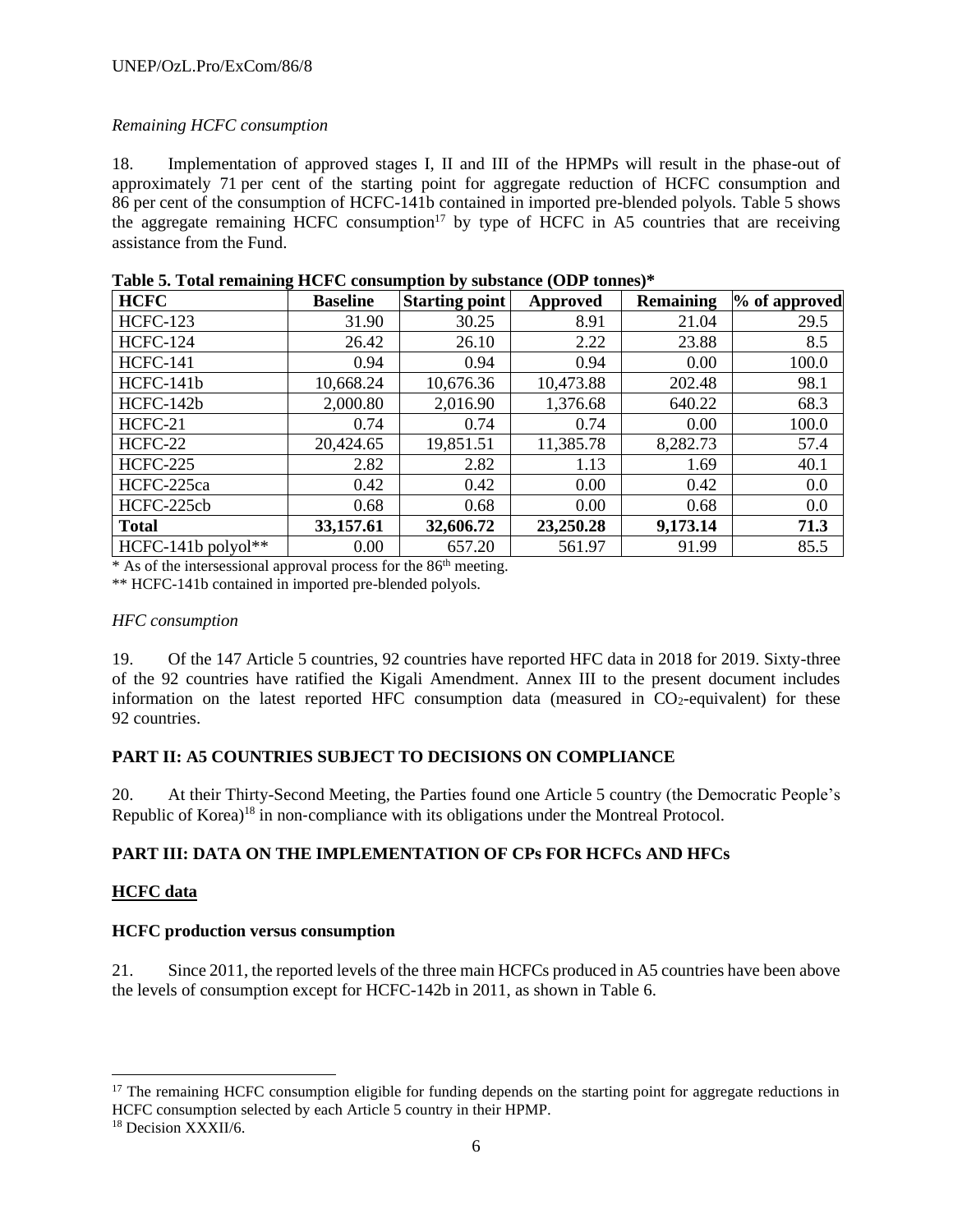*Remaining HCFC consumption*

18. Implementation of approved stages I, II and III of the HPMPs will result in the phase-out of approximately 71 per cent of the starting point for aggregate reduction of HCFC consumption and 86 per cent of the consumption of HCFC-141b contained in imported pre-blended polyols. Table 5 shows the aggregate remaining HCFC consumption[17] by type of HCFC in A5 countries that are receiving assistance from the Fund.

**Table 5. Total remaining HCFC consumption by substance (ODP tonnes)***

| HCFC | Baseline | Starting point | Approved | Remaining | % of approved |
|---|---|---|---|---|---|
| HCFC-123 | 31.90 | 30.25 | 8.91 | 21.04 | 29.5 |
| HCFC-124 | 26.42 | 26.10 | 2.22 | 23.88 | 8.5 |
| HCFC-141 | 0.94 | 0.94 | 0.94 | 0.00 | 100.0 |
| HCFC-141b | 10,668.24 | 10,676.36 | 10,473.88 | 202.48 | 98.1 |
| HCFC-142b | 2,000.80 | 2,016.90 | 1,376.68 | 640.22 | 68.3 |
| HCFC-21 | 0.74 | 0.74 | 0.74 | 0.00 | 100.0 |
| HCFC-22 | 20,424.65 | 19,851.51 | 11,385.78 | 8,282.73 | 57.4 |
| HCFC-225 | 2.82 | 2.82 | 1.13 | 1.69 | 40.1 |
| HCFC-225ca | 0.42 | 0.42 | 0.00 | 0.42 | 0.0 |
| HCFC-225cb | 0.68 | 0.68 | 0.00 | 0.68 | 0.0 |
| **Total** | **33,157.61** | **32,606.72** | **23,250.28** | **9,173.14** | **71.3** |
| HCFC-141b polyol** | 0.00 | 657.20 | 561.97 | 91.99 | 85.5 |

\* As of the intersessional approval process for the 86th meeting.

** HCFC-141b contained in imported pre-blended polyols.

*HFC consumption*

19. Of the 147 Article 5 countries, 92 countries have reported HFC data in 2018 for 2019. Sixty-three of the 92 countries have ratified the Kigali Amendment. Annex III to the present document includes information on the latest reported HFC consumption data (measured in $CO_2$-equivalent) for these 92 countries.

## PART II: A5 COUNTRIES SUBJECT TO DECISIONS ON COMPLIANCE

20. At their Thirty-Second Meeting, the Parties found one Article 5 country (the Democratic People's Republic of Korea)[18] in non-compliance with its obligations under the Montreal Protocol.

## PART III: DATA ON THE IMPLEMENTATION OF CPs FOR HCFCs AND HFCs

### HCFC data

### HCFC production versus consumption

21. Since 2011, the reported levels of the three main HCFCs produced in A5 countries have been above the levels of consumption except for HCFC-142b in 2011, as shown in Table 6.

[17] The remaining HCFC consumption eligible for funding depends on the starting point for aggregate reductions in HCFC consumption selected by each Article 5 country in their HPMP.

[18] Decision XXXII/6.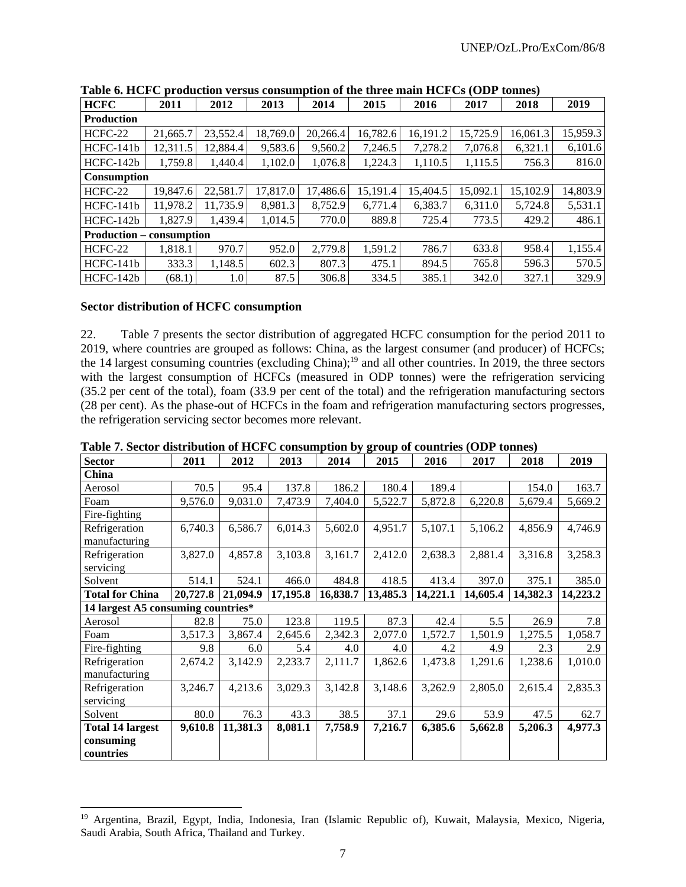**Table 6. HCFC production versus consumption of the three main HCFCs (ODP tonnes)**

| HCFC | 2011 | 2012 | 2013 | 2014 | 2015 | 2016 | 2017 | 2018 | 2019 |
|---|---|---|---|---|---|---|---|---|---|
| **Production** | | | | | | | | | |
| HCFC-22 | 21,665.7 | 23,552.4 | 18,769.0 | 20,266.4 | 16,782.6 | 16,191.2 | 15,725.9 | 16,061.3 | 15,959.3 |
| HCFC-141b | 12,311.5 | 12,884.4 | 9,583.6 | 9,560.2 | 7,246.5 | 7,278.2 | 7,076.8 | 6,321.1 | 6,101.6 |
| HCFC-142b | 1,759.8 | 1,440.4 | 1,102.0 | 1,076.8 | 1,224.3 | 1,110.5 | 1,115.5 | 756.3 | 816.0 |
| **Consumption** | | | | | | | | | |
| HCFC-22 | 19,847.6 | 22,581.7 | 17,817.0 | 17,486.6 | 15,191.4 | 15,404.5 | 15,092.1 | 15,102.9 | 14,803.9 |
| HCFC-141b | 11,978.2 | 11,735.9 | 8,981.3 | 8,752.9 | 6,771.4 | 6,383.7 | 6,311.0 | 5,724.8 | 5,531.1 |
| HCFC-142b | 1,827.9 | 1,439.4 | 1,014.5 | 770.0 | 889.8 | 725.4 | 773.5 | 429.2 | 486.1 |
| **Production – consumption** | | | | | | | | | |
| HCFC-22 | 1,818.1 | 970.7 | 952.0 | 2,779.8 | 1,591.2 | 786.7 | 633.8 | 958.4 | 1,155.4 |
| HCFC-141b | 333.3 | 1,148.5 | 602.3 | 807.3 | 475.1 | 894.5 | 765.8 | 596.3 | 570.5 |
| HCFC-142b | (68.1) | 1.0 | 87.5 | 306.8 | 334.5 | 385.1 | 342.0 | 327.1 | 329.9 |

**Sector distribution of HCFC consumption**

22. Table 7 presents the sector distribution of aggregated HCFC consumption for the period 2011 to 2019, where countries are grouped as follows: China, as the largest consumer (and producer) of HCFCs; the 14 largest consuming countries (excluding China);[19] and all other countries. In 2019, the three sectors with the largest consumption of HCFCs (measured in ODP tonnes) were the refrigeration servicing (35.2 per cent of the total), foam (33.9 per cent of the total) and the refrigeration manufacturing sectors (28 per cent). As the phase-out of HCFCs in the foam and refrigeration manufacturing sectors progresses, the refrigeration servicing sector becomes more relevant.

**Table 7. Sector distribution of HCFC consumption by group of countries (ODP tonnes)**

| Sector | 2011 | 2012 | 2013 | 2014 | 2015 | 2016 | 2017 | 2018 | 2019 |
|---|---|---|---|---|---|---|---|---|---|
| **China** | | | | | | | | | |
| Aerosol | 70.5 | 95.4 | 137.8 | 186.2 | 180.4 | 189.4 | | 154.0 | 163.7 |
| Foam | 9,576.0 | 9,031.0 | 7,473.9 | 7,404.0 | 5,522.7 | 5,872.8 | 6,220.8 | 5,679.4 | 5,669.2 |
| Fire-fighting | | | | | | | | | |
| Refrigeration manufacturing | 6,740.3 | 6,586.7 | 6,014.3 | 5,602.0 | 4,951.7 | 5,107.1 | 5,106.2 | 4,856.9 | 4,746.9 |
| Refrigeration servicing | 3,827.0 | 4,857.8 | 3,103.8 | 3,161.7 | 2,412.0 | 2,638.3 | 2,881.4 | 3,316.8 | 3,258.3 |
| Solvent | 514.1 | 524.1 | 466.0 | 484.8 | 418.5 | 413.4 | 397.0 | 375.1 | 385.0 |
| **Total for China** | **20,727.8** | **21,094.9** | **17,195.8** | **16,838.7** | **13,485.3** | **14,221.1** | **14,605.4** | **14,382.3** | **14,223.2** |
| **14 largest A5 consuming countries*** | | | | | | | | | |
| Aerosol | 82.8 | 75.0 | 123.8 | 119.5 | 87.3 | 42.4 | 5.5 | 26.9 | 7.8 |
| Foam | 3,517.3 | 3,867.4 | 2,645.6 | 2,342.3 | 2,077.0 | 1,572.7 | 1,501.9 | 1,275.5 | 1,058.7 |
| Fire-fighting | 9.8 | 6.0 | 5.4 | 4.0 | 4.0 | 4.2 | 4.9 | 2.3 | 2.9 |
| Refrigeration manufacturing | 2,674.2 | 3,142.9 | 2,233.7 | 2,111.7 | 1,862.6 | 1,473.8 | 1,291.6 | 1,238.6 | 1,010.0 |
| Refrigeration servicing | 3,246.7 | 4,213.6 | 3,029.3 | 3,142.8 | 3,148.6 | 3,262.9 | 2,805.0 | 2,615.4 | 2,835.3 |
| Solvent | 80.0 | 76.3 | 43.3 | 38.5 | 37.1 | 29.6 | 53.9 | 47.5 | 62.7 |
| **Total 14 largest consuming countries** | **9,610.8** | **11,381.3** | **8,081.1** | **7,758.9** | **7,216.7** | **6,385.6** | **5,662.8** | **5,206.3** | **4,977.3** |

[19] Argentina, Brazil, Egypt, India, Indonesia, Iran (Islamic Republic of), Kuwait, Malaysia, Mexico, Nigeria, Saudi Arabia, South Africa, Thailand and Turkey.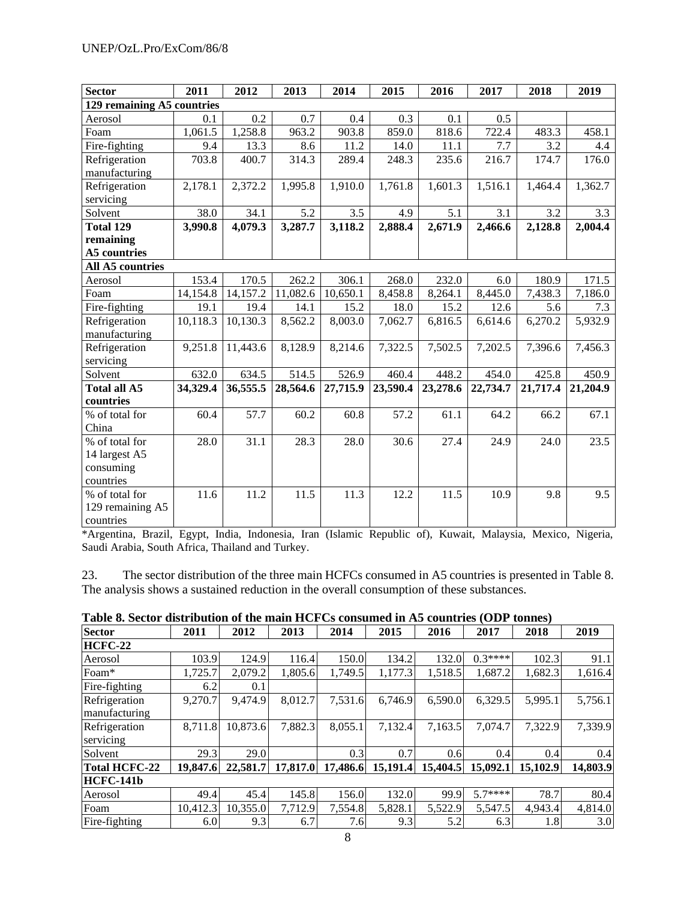| Sector | 2011 | 2012 | 2013 | 2014 | 2015 | 2016 | 2017 | 2018 | 2019 |
|---|---|---|---|---|---|---|---|---|---|
| **129 remaining A5 countries** | | | | | | | | | |
| Aerosol | 0.1 | 0.2 | 0.7 | 0.4 | 0.3 | 0.1 | 0.5 | | |
| Foam | 1,061.5 | 1,258.8 | 963.2 | 903.8 | 859.0 | 818.6 | 722.4 | 483.3 | 458.1 |
| Fire-fighting | 9.4 | 13.3 | 8.6 | 11.2 | 14.0 | 11.1 | 7.7 | 3.2 | 4.4 |
| Refrigeration manufacturing | 703.8 | 400.7 | 314.3 | 289.4 | 248.3 | 235.6 | 216.7 | 174.7 | 176.0 |
| Refrigeration servicing | 2,178.1 | 2,372.2 | 1,995.8 | 1,910.0 | 1,761.8 | 1,601.3 | 1,516.1 | 1,464.4 | 1,362.7 |
| Solvent | 38.0 | 34.1 | 5.2 | 3.5 | 4.9 | 5.1 | 3.1 | 3.2 | 3.3 |
| **Total 129 remaining A5 countries** | **3,990.8** | **4,079.3** | **3,287.7** | **3,118.2** | **2,888.4** | **2,671.9** | **2,466.6** | **2,128.8** | **2,004.4** |
| **All A5 countries** | | | | | | | | | |
| Aerosol | 153.4 | 170.5 | 262.2 | 306.1 | 268.0 | 232.0 | 6.0 | 180.9 | 171.5 |
| Foam | 14,154.8 | 14,157.2 | 11,082.6 | 10,650.1 | 8,458.8 | 8,264.1 | 8,445.0 | 7,438.3 | 7,186.0 |
| Fire-fighting | 19.1 | 19.4 | 14.1 | 15.2 | 18.0 | 15.2 | 12.6 | 5.6 | 7.3 |
| Refrigeration manufacturing | 10,118.3 | 10,130.3 | 8,562.2 | 8,003.0 | 7,062.7 | 6,816.5 | 6,614.6 | 6,270.2 | 5,932.9 |
| Refrigeration servicing | 9,251.8 | 11,443.6 | 8,128.9 | 8,214.6 | 7,322.5 | 7,502.5 | 7,202.5 | 7,396.6 | 7,456.3 |
| Solvent | 632.0 | 634.5 | 514.5 | 526.9 | 460.4 | 448.2 | 454.0 | 425.8 | 450.9 |
| **Total all A5 countries** | **34,329.4** | **36,555.5** | **28,564.6** | **27,715.9** | **23,590.4** | **23,278.6** | **22,734.7** | **21,717.4** | **21,204.9** |
| % of total for China | 60.4 | 57.7 | 60.2 | 60.8 | 57.2 | 61.1 | 64.2 | 66.2 | 67.1 |
| % of total for 14 largest A5 consuming countries | 28.0 | 31.1 | 28.3 | 28.0 | 30.6 | 27.4 | 24.9 | 24.0 | 23.5 |
| % of total for 129 remaining A5 countries | 11.6 | 11.2 | 11.5 | 11.3 | 12.2 | 11.5 | 10.9 | 9.8 | 9.5 |

*Argentina, Brazil, Egypt, India, Indonesia, Iran (Islamic Republic of), Kuwait, Malaysia, Mexico, Nigeria, Saudi Arabia, South Africa, Thailand and Turkey.

23. The sector distribution of the three main HCFCs consumed in A5 countries is presented in Table 8. The analysis shows a sustained reduction in the overall consumption of these substances.

**Table 8. Sector distribution of the main HCFCs consumed in A5 countries (ODP tonnes)**

| Sector | 2011 | 2012 | 2013 | 2014 | 2015 | 2016 | 2017 | 2018 | 2019 |
|---|---|---|---|---|---|---|---|---|---|
| **HCFC-22** | | | | | | | | | |
| Aerosol | 103.9 | 124.9 | 116.4 | 150.0 | 134.2 | 132.0 | 0.3**** | 102.3 | 91.1 |
| Foam* | 1,725.7 | 2,079.2 | 1,805.6 | 1,749.5 | 1,177.3 | 1,518.5 | 1,687.2 | 1,682.3 | 1,616.4 |
| Fire-fighting | 6.2 | 0.1 | | | | | | | |
| Refrigeration manufacturing | 9,270.7 | 9,474.9 | 8,012.7 | 7,531.6 | 6,746.9 | 6,590.0 | 6,329.5 | 5,995.1 | 5,756.1 |
| Refrigeration servicing | 8,711.8 | 10,873.6 | 7,882.3 | 8,055.1 | 7,132.4 | 7,163.5 | 7,074.7 | 7,322.9 | 7,339.9 |
| Solvent | 29.3 | 29.0 | | 0.3 | 0.7 | 0.6 | 0.4 | 0.4 | 0.4 |
| **Total HCFC-22** | **19,847.6** | **22,581.7** | **17,817.0** | **17,486.6** | **15,191.4** | **15,404.5** | **15,092.1** | **15,102.9** | **14,803.9** |
| **HCFC-141b** | | | | | | | | | |
| Aerosol | 49.4 | 45.4 | 145.8 | 156.0 | 132.0 | 99.9 | 5.7**** | 78.7 | 80.4 |
| Foam | 10,412.3 | 10,355.0 | 7,712.9 | 7,554.8 | 5,828.1 | 5,522.9 | 5,547.5 | 4,943.4 | 4,814.0 |
| Fire-fighting | 6.0 | 9.3 | 6.7 | 7.6 | 9.3 | 5.2 | 6.3 | 1.8 | 3.0 |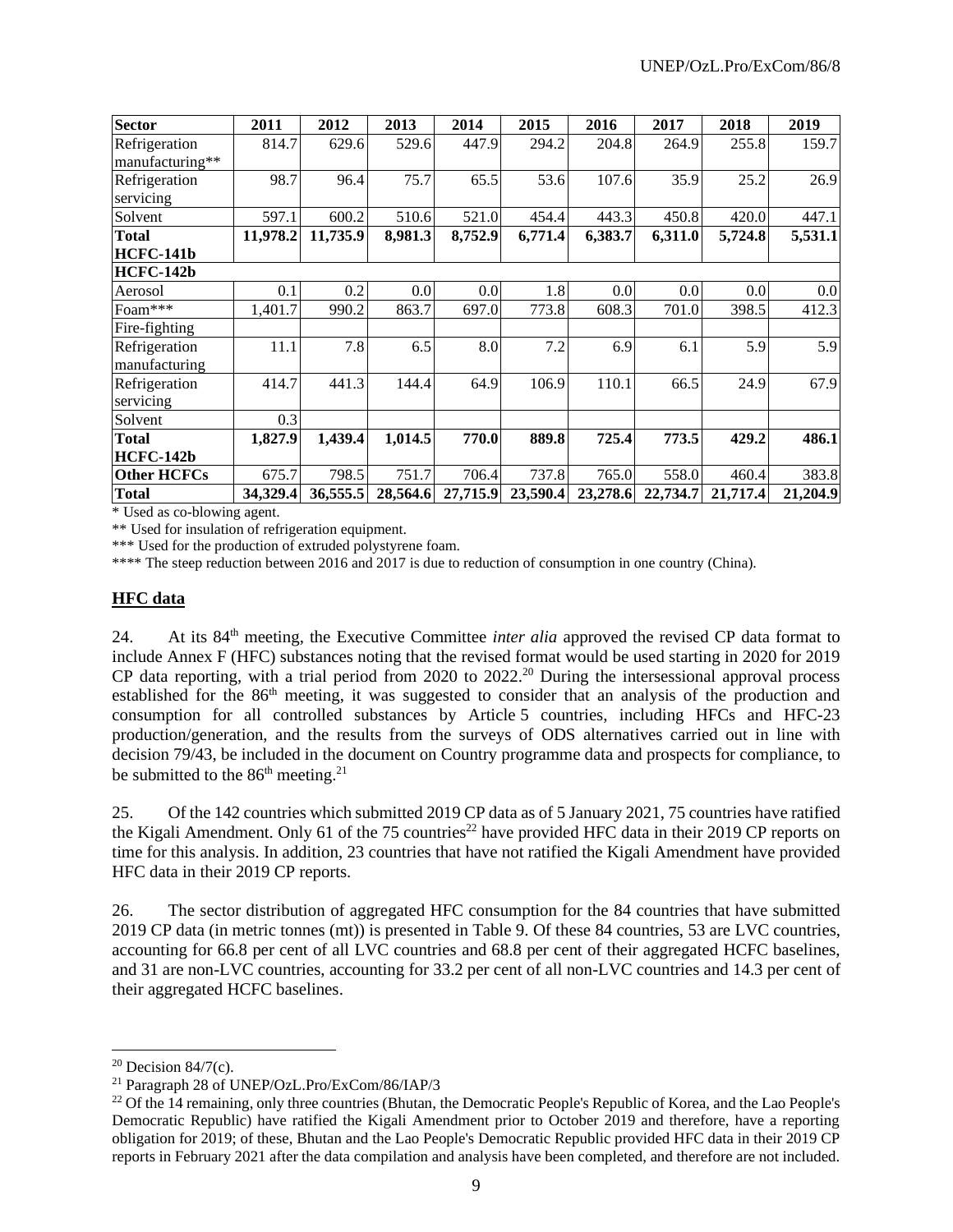| Sector | 2011 | 2012 | 2013 | 2014 | 2015 | 2016 | 2017 | 2018 | 2019 |
|---|---|---|---|---|---|---|---|---|---|
| Refrigeration manufacturing** | 814.7 | 629.6 | 529.6 | 447.9 | 294.2 | 204.8 | 264.9 | 255.8 | 159.7 |
| Refrigeration servicing | 98.7 | 96.4 | 75.7 | 65.5 | 53.6 | 107.6 | 35.9 | 25.2 | 26.9 |
| Solvent | 597.1 | 600.2 | 510.6 | 521.0 | 454.4 | 443.3 | 450.8 | 420.0 | 447.1 |
| **Total HCFC-141b** | **11,978.2** | **11,735.9** | **8,981.3** | **8,752.9** | **6,771.4** | **6,383.7** | **6,311.0** | **5,724.8** | **5,531.1** |
| **HCFC-142b** | | | | | | | | | |
| Aerosol | 0.1 | 0.2 | 0.0 | 0.0 | 1.8 | 0.0 | 0.0 | 0.0 | 0.0 |
| Foam*** | 1,401.7 | 990.2 | 863.7 | 697.0 | 773.8 | 608.3 | 701.0 | 398.5 | 412.3 |
| Fire-fighting | | | | | | | | | |
| Refrigeration manufacturing | 11.1 | 7.8 | 6.5 | 8.0 | 7.2 | 6.9 | 6.1 | 5.9 | 5.9 |
| Refrigeration servicing | 414.7 | 441.3 | 144.4 | 64.9 | 106.9 | 110.1 | 66.5 | 24.9 | 67.9 |
| Solvent | 0.3 | | | | | | | | |
| **Total HCFC-142b** | **1,827.9** | **1,439.4** | **1,014.5** | **770.0** | **889.8** | **725.4** | **773.5** | **429.2** | **486.1** |
| **Other HCFCs** | 675.7 | 798.5 | 751.7 | 706.4 | 737.8 | 765.0 | 558.0 | 460.4 | 383.8 |
| **Total** | **34,329.4** | **36,555.5** | **28,564.6** | **27,715.9** | **23,590.4** | **23,278.6** | **22,734.7** | **21,717.4** | **21,204.9** |

\* Used as co-blowing agent.

** Used for insulation of refrigeration equipment.

*** Used for the production of extruded polystyrene foam.

**** The steep reduction between 2016 and 2017 is due to reduction of consumption in one country (China).

## HFC data

24. At its 84th meeting, the Executive Committee *inter alia* approved the revised CP data format to include Annex F (HFC) substances noting that the revised format would be used starting in 2020 for 2019 CP data reporting, with a trial period from 2020 to 2022.[20] During the intersessional approval process established for the 86th meeting, it was suggested to consider that an analysis of the production and consumption for all controlled substances by Article 5 countries, including HFCs and HFC-23 production/generation, and the results from the surveys of ODS alternatives carried out in line with decision 79/43, be included in the document on Country programme data and prospects for compliance, to be submitted to the 86th meeting.[21]

25. Of the 142 countries which submitted 2019 CP data as of 5 January 2021, 75 countries have ratified the Kigali Amendment. Only 61 of the 75 countries[22] have provided HFC data in their 2019 CP reports on time for this analysis. In addition, 23 countries that have not ratified the Kigali Amendment have provided HFC data in their 2019 CP reports.

26. The sector distribution of aggregated HFC consumption for the 84 countries that have submitted 2019 CP data (in metric tonnes (mt)) is presented in Table 9. Of these 84 countries, 53 are LVC countries, accounting for 66.8 per cent of all LVC countries and 68.8 per cent of their aggregated HCFC baselines, and 31 are non-LVC countries, accounting for 33.2 per cent of all non-LVC countries and 14.3 per cent of their aggregated HCFC baselines.

[20] Decision 84/7(c).

[21] Paragraph 28 of UNEP/OzL.Pro/ExCom/86/IAP/3

[22] Of the 14 remaining, only three countries (Bhutan, the Democratic People's Republic of Korea, and the Lao People's Democratic Republic) have ratified the Kigali Amendment prior to October 2019 and therefore, have a reporting obligation for 2019; of these, Bhutan and the Lao People's Democratic Republic provided HFC data in their 2019 CP reports in February 2021 after the data compilation and analysis have been completed, and therefore are not included.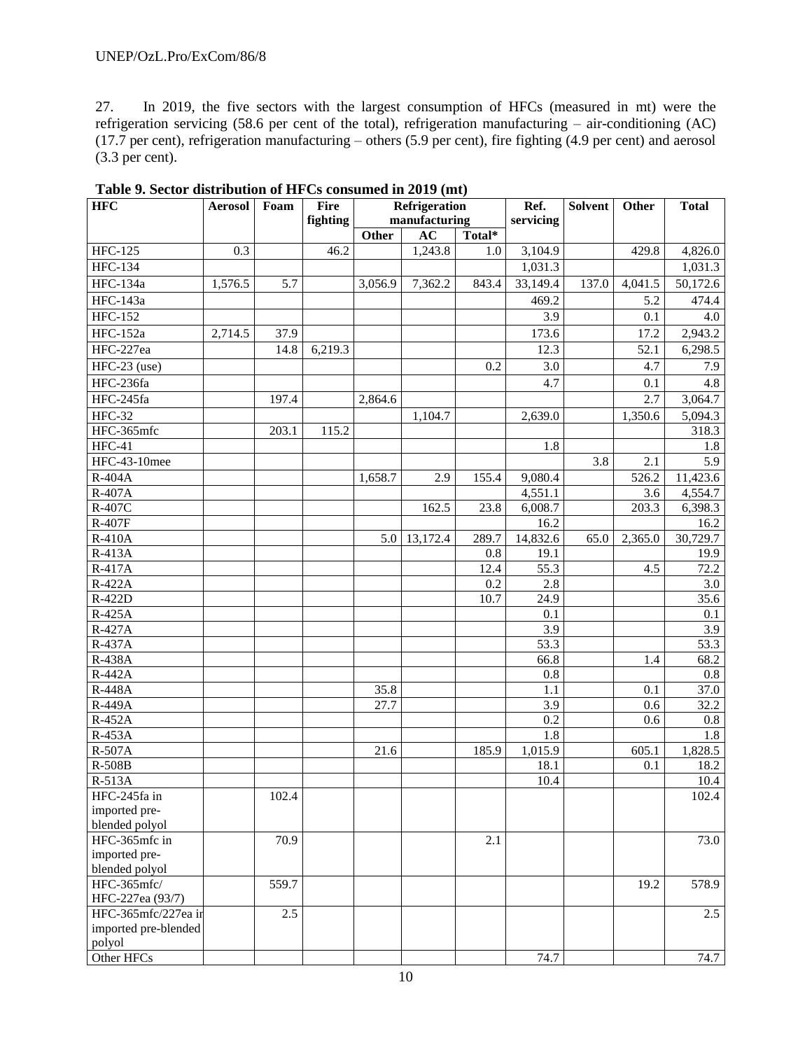27. In 2019, the five sectors with the largest consumption of HFCs (measured in mt) were the refrigeration servicing (58.6 per cent of the total), refrigeration manufacturing – air-conditioning (AC) (17.7 per cent), refrigeration manufacturing – others (5.9 per cent), fire fighting (4.9 per cent) and aerosol (3.3 per cent).

**Table 9. Sector distribution of HFCs consumed in 2019 (mt)**

| HFC | Aerosol | Foam | Fire fighting | Refrigeration manufacturing | | | Ref. servicing | Solvent | Other | Total |
|---|---|---|---|---|---|---|---|---|---|---|
| | | | | Other | AC | Total* | | | | |
| HFC-125 | 0.3 | | 46.2 | | 1,243.8 | 1.0 | 3,104.9 | | 429.8 | 4,826.0 |
| HFC-134 | | | | | | | 1,031.3 | | | 1,031.3 |
| HFC-134a | 1,576.5 | 5.7 | | 3,056.9 | 7,362.2 | 843.4 | 33,149.4 | 137.0 | 4,041.5 | 50,172.6 |
| HFC-143a | | | | | | | 469.2 | | 5.2 | 474.4 |
| HFC-152 | | | | | | | 3.9 | | 0.1 | 4.0 |
| HFC-152a | 2,714.5 | 37.9 | | | | | 173.6 | | 17.2 | 2,943.2 |
| HFC-227ea | | 14.8 | 6,219.3 | | | | 12.3 | | 52.1 | 6,298.5 |
| HFC-23 (use) | | | | | | 0.2 | 3.0 | | 4.7 | 7.9 |
| HFC-236fa | | | | | | | 4.7 | | 0.1 | 4.8 |
| HFC-245fa | | 197.4 | | 2,864.6 | | | | | 2.7 | 3,064.7 |
| HFC-32 | | | | | 1,104.7 | | 2,639.0 | | 1,350.6 | 5,094.3 |
| HFC-365mfc | | 203.1 | 115.2 | | | | | | | 318.3 |
| HFC-41 | | | | | | | 1.8 | | | 1.8 |
| HFC-43-10mee | | | | | | | | 3.8 | 2.1 | 5.9 |
| R-404A | | | | 1,658.7 | 2.9 | 155.4 | 9,080.4 | | 526.2 | 11,423.6 |
| R-407A | | | | | | | 4,551.1 | | 3.6 | 4,554.7 |
| R-407C | | | | | 162.5 | 23.8 | 6,008.7 | | 203.3 | 6,398.3 |
| R-407F | | | | | | | 16.2 | | | 16.2 |
| R-410A | | | | 5.0 | 13,172.4 | 289.7 | 14,832.6 | 65.0 | 2,365.0 | 30,729.7 |
| R-413A | | | | | | 0.8 | 19.1 | | | 19.9 |
| R-417A | | | | | | 12.4 | 55.3 | | 4.5 | 72.2 |
| R-422A | | | | | | 0.2 | 2.8 | | | 3.0 |
| R-422D | | | | | | 10.7 | 24.9 | | | 35.6 |
| R-425A | | | | | | | 0.1 | | | 0.1 |
| R-427A | | | | | | | 3.9 | | | 3.9 |
| R-437A | | | | | | | 53.3 | | | 53.3 |
| R-438A | | | | | | | 66.8 | | 1.4 | 68.2 |
| R-442A | | | | | | | 0.8 | | | 0.8 |
| R-448A | | | | 35.8 | | | 1.1 | | 0.1 | 37.0 |
| R-449A | | | | 27.7 | | | 3.9 | | 0.6 | 32.2 |
| R-452A | | | | | | | 0.2 | | 0.6 | 0.8 |
| R-453A | | | | | | | 1.8 | | | 1.8 |
| R-507A | | | | 21.6 | | 185.9 | 1,015.9 | | 605.1 | 1,828.5 |
| R-508B | | | | | | | 18.1 | | 0.1 | 18.2 |
| R-513A | | | | | | | 10.4 | | | 10.4 |
| HFC-245fa in imported pre-blended polyol | | 102.4 | | | | | | | | 102.4 |
| HFC-365mfc in imported pre-blended polyol | | 70.9 | | | | 2.1 | | | | 73.0 |
| HFC-365mfc/ HFC-227ea (93/7) | | 559.7 | | | | | | | 19.2 | 578.9 |
| HFC-365mfc/227ea in imported pre-blended polyol | | 2.5 | | | | | | | | 2.5 |
| Other HFCs | | | | | | | 74.7 | | | 74.7 |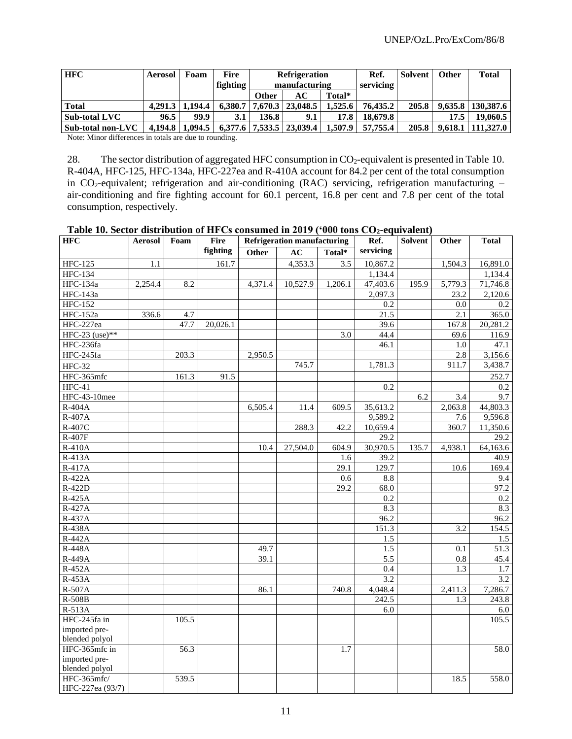| HFC | Aerosol | Foam | Fire fighting | Refrigeration manufacturing | | | Ref. servicing | Solvent | Other | Total |
|---|---|---|---|---|---|---|---|---|---|---|
| | | | | Other | AC | Total* | | | | |
| **Total** | **4,291.3** | **1,194.4** | **6,380.7** | **7,670.3** | **23,048.5** | **1,525.6** | **76,435.2** | **205.8** | **9,635.8** | **130,387.6** |
| **Sub-total LVC** | **96.5** | **99.9** | **3.1** | **136.8** | **9.1** | **17.8** | **18,679.8** | | **17.5** | **19,060.5** |
| **Sub-total non-LVC** | **4,194.8** | **1,094.5** | **6,377.6** | **7,533.5** | **23,039.4** | **1,507.9** | **57,755.4** | **205.8** | **9,618.1** | **111,327.0** |

Note: Minor differences in totals are due to rounding.

28. The sector distribution of aggregated HFC consumption in $CO_2$-equivalent is presented in Table 10. R-404A, HFC-125, HFC-134a, HFC-227ea and R-410A account for 84.2 per cent of the total consumption in $CO_2$-equivalent; refrigeration and air-conditioning (RAC) servicing, refrigeration manufacturing – air-conditioning and fire fighting account for 60.1 percent, 16.8 per cent and 7.8 per cent of the total consumption, respectively.

**Table 10. Sector distribution of HFCs consumed in 2019 ('000 tons $CO_2$-equivalent)**

| HFC | Aerosol | Foam | Fire fighting | Refrigeration manufacturing | | | Ref. servicing | Solvent | Other | Total |
|---|---|---|---|---|---|---|---|---|---|---|
| | | | | Other | AC | Total* | | | | |
| HFC-125 | 1.1 | | 161.7 | | 4,353.3 | 3.5 | 10,867.2 | | 1,504.3 | 16,891.0 |
| HFC-134 | | | | | | | 1,134.4 | | | 1,134.4 |
| HFC-134a | 2,254.4 | 8.2 | | 4,371.4 | 10,527.9 | 1,206.1 | 47,403.6 | 195.9 | 5,779.3 | 71,746.8 |
| HFC-143a | | | | | | | 2,097.3 | | 23.2 | 2,120.6 |
| HFC-152 | | | | | | | 0.2 | | 0.0 | 0.2 |
| HFC-152a | 336.6 | 4.7 | | | | | 21.5 | | 2.1 | 365.0 |
| HFC-227ea | | 47.7 | 20,026.1 | | | | 39.6 | | 167.8 | 20,281.2 |
| HFC-23 (use)** | | | | | | 3.0 | 44.4 | | 69.6 | 116.9 |
| HFC-236fa | | | | | | | 46.1 | | 1.0 | 47.1 |
| HFC-245fa | | 203.3 | | 2,950.5 | | | | | 2.8 | 3,156.6 |
| HFC-32 | | | | | 745.7 | | 1,781.3 | | 911.7 | 3,438.7 |
| HFC-365mfc | | 161.3 | 91.5 | | | | | | | 252.7 |
| HFC-41 | | | | | | | 0.2 | | | 0.2 |
| HFC-43-10mee | | | | | | | | 6.2 | 3.4 | 9.7 |
| R-404A | | | | 6,505.4 | 11.4 | 609.5 | 35,613.2 | | 2,063.8 | 44,803.3 |
| R-407A | | | | | | | 9,589.2 | | 7.6 | 9,596.8 |
| R-407C | | | | | 288.3 | 42.2 | 10,659.4 | | 360.7 | 11,350.6 |
| R-407F | | | | | | | 29.2 | | | 29.2 |
| R-410A | | | | 10.4 | 27,504.0 | 604.9 | 30,970.5 | 135.7 | 4,938.1 | 64,163.6 |
| R-413A | | | | | | 1.6 | 39.2 | | | 40.9 |
| R-417A | | | | | | 29.1 | 129.7 | | 10.6 | 169.4 |
| R-422A | | | | | | 0.6 | 8.8 | | | 9.4 |
| R-422D | | | | | | 29.2 | 68.0 | | | 97.2 |
| R-425A | | | | | | | 0.2 | | | 0.2 |
| R-427A | | | | | | | 8.3 | | | 8.3 |
| R-437A | | | | | | | 96.2 | | | 96.2 |
| R-438A | | | | | | | 151.3 | | 3.2 | 154.5 |
| R-442A | | | | | | | 1.5 | | | 1.5 |
| R-448A | | | | 49.7 | | | 1.5 | | 0.1 | 51.3 |
| R-449A | | | | 39.1 | | | 5.5 | | 0.8 | 45.4 |
| R-452A | | | | | | | 0.4 | | 1.3 | 1.7 |
| R-453A | | | | | | | 3.2 | | | 3.2 |
| R-507A | | | | 86.1 | | 740.8 | 4,048.4 | | 2,411.3 | 7,286.7 |
| R-508B | | | | | | | 242.5 | | 1.3 | 243.8 |
| R-513A | | | | | | | 6.0 | | | 6.0 |
| HFC-245fa in imported pre-blended polyol | | 105.5 | | | | | | | | 105.5 |
| HFC-365mfc in imported pre-blended polyol | | 56.3 | | | | 1.7 | | | | 58.0 |
| HFC-365mfc/ HFC-227ea (93/7) | | 539.5 | | | | | | | 18.5 | 558.0 |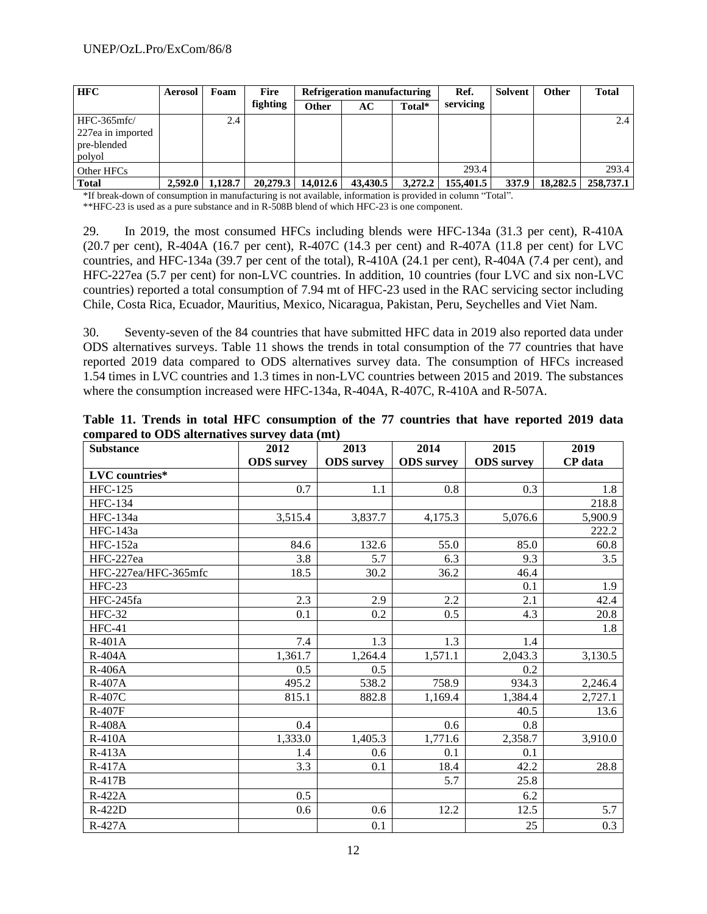| HFC | Aerosol | Foam | Fire fighting | Refrigeration manufacturing | | | Ref. servicing | Solvent | Other | Total |
|---|---|---|---|---|---|---|---|---|---|---|
| | | | | Other | AC | Total* | | | | |
| HFC-365mfc/ 227ea in imported pre-blended polyol | | 2.4 | | | | | | | | 2.4 |
| Other HFCs | | | | | | | 293.4 | | | 293.4 |
| **Total** | **2,592.0** | **1,128.7** | **20,279.3** | **14,012.6** | **43,430.5** | **3,272.2** | **155,401.5** | **337.9** | **18,282.5** | **258,737.1** |

*If break-down of consumption in manufacturing is not available, information is provided in column "Total".

**HFC-23 is used as a pure substance and in R-508B blend of which HFC-23 is one component.

29. In 2019, the most consumed HFCs including blends were HFC-134a (31.3 per cent), R-410A (20.7 per cent), R-404A (16.7 per cent), R-407C (14.3 per cent) and R-407A (11.8 per cent) for LVC countries, and HFC-134a (39.7 per cent of the total), R-410A (24.1 per cent), R-404A (7.4 per cent), and HFC-227ea (5.7 per cent) for non-LVC countries. In addition, 10 countries (four LVC and six non-LVC countries) reported a total consumption of 7.94 mt of HFC-23 used in the RAC servicing sector including Chile, Costa Rica, Ecuador, Mauritius, Mexico, Nicaragua, Pakistan, Peru, Seychelles and Viet Nam.

30. Seventy-seven of the 84 countries that have submitted HFC data in 2019 also reported data under ODS alternatives surveys. Table 11 shows the trends in total consumption of the 77 countries that have reported 2019 data compared to ODS alternatives survey data. The consumption of HFCs increased 1.54 times in LVC countries and 1.3 times in non-LVC countries between 2015 and 2019. The substances where the consumption increased were HFC-134a, R-404A, R-407C, R-410A and R-507A.

**Table 11. Trends in total HFC consumption of the 77 countries that have reported 2019 data compared to ODS alternatives survey data (mt)**

| Substance | 2012 ODS survey | 2013 ODS survey | 2014 ODS survey | 2015 ODS survey | 2019 CP data |
|---|---|---|---|---|---|
| **LVC countries*** | | | | | |
| HFC-125 | 0.7 | 1.1 | 0.8 | 0.3 | 1.8 |
| HFC-134 | | | | | 218.8 |
| HFC-134a | 3,515.4 | 3,837.7 | 4,175.3 | 5,076.6 | 5,900.9 |
| HFC-143a | | | | | 222.2 |
| HFC-152a | 84.6 | 132.6 | 55.0 | 85.0 | 60.8 |
| HFC-227ea | 3.8 | 5.7 | 6.3 | 9.3 | 3.5 |
| HFC-227ea/HFC-365mfc | 18.5 | 30.2 | 36.2 | 46.4 | |
| HFC-23 | | | | 0.1 | 1.9 |
| HFC-245fa | 2.3 | 2.9 | 2.2 | 2.1 | 42.4 |
| HFC-32 | 0.1 | 0.2 | 0.5 | 4.3 | 20.8 |
| HFC-41 | | | | | 1.8 |
| R-401A | 7.4 | 1.3 | 1.3 | 1.4 | |
| R-404A | 1,361.7 | 1,264.4 | 1,571.1 | 2,043.3 | 3,130.5 |
| R-406A | 0.5 | 0.5 | | 0.2 | |
| R-407A | 495.2 | 538.2 | 758.9 | 934.3 | 2,246.4 |
| R-407C | 815.1 | 882.8 | 1,169.4 | 1,384.4 | 2,727.1 |
| R-407F | | | | 40.5 | 13.6 |
| R-408A | 0.4 | | 0.6 | 0.8 | |
| R-410A | 1,333.0 | 1,405.3 | 1,771.6 | 2,358.7 | 3,910.0 |
| R-413A | 1.4 | 0.6 | 0.1 | 0.1 | |
| R-417A | 3.3 | 0.1 | 18.4 | 42.2 | 28.8 |
| R-417B | | | 5.7 | 25.8 | |
| R-422A | 0.5 | | | 6.2 | |
| R-422D | 0.6 | 0.6 | 12.2 | 12.5 | 5.7 |
| R-427A | | 0.1 | | 25 | 0.3 |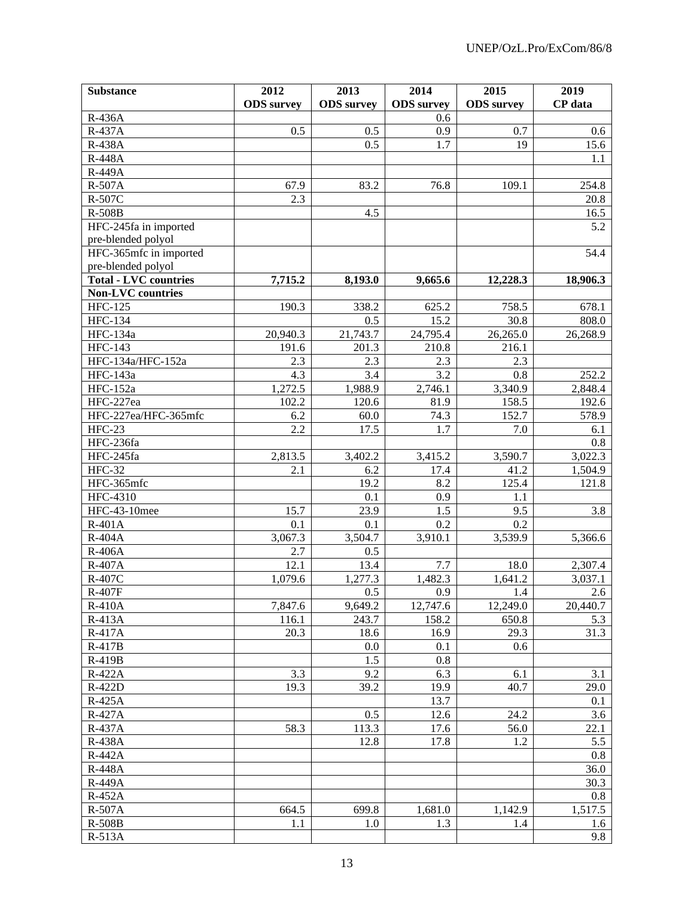| Substance | 2012 ODS survey | 2013 ODS survey | 2014 ODS survey | 2015 ODS survey | 2019 CP data |
|---|---|---|---|---|---|
| R-436A | | | 0.6 | | |
| R-437A | 0.5 | 0.5 | 0.9 | 0.7 | 0.6 |
| R-438A | | 0.5 | 1.7 | 19 | 15.6 |
| R-448A | | | | | 1.1 |
| R-449A | | | | | |
| R-507A | 67.9 | 83.2 | 76.8 | 109.1 | 254.8 |
| R-507C | 2.3 | | | | 20.8 |
| R-508B | | 4.5 | | | 16.5 |
| HFC-245fa in imported pre-blended polyol | | | | | 5.2 |
| HFC-365mfc in imported pre-blended polyol | | | | | 54.4 |
| **Total - LVC countries** | **7,715.2** | **8,193.0** | **9,665.6** | **12,228.3** | **18,906.3** |
| **Non-LVC countries** | | | | | |
| HFC-125 | 190.3 | 338.2 | 625.2 | 758.5 | 678.1 |
| HFC-134 | | 0.5 | 15.2 | 30.8 | 808.0 |
| HFC-134a | 20,940.3 | 21,743.7 | 24,795.4 | 26,265.0 | 26,268.9 |
| HFC-143 | 191.6 | 201.3 | 210.8 | 216.1 | |
| HFC-134a/HFC-152a | 2.3 | 2.3 | 2.3 | 2.3 | |
| HFC-143a | 4.3 | 3.4 | 3.2 | 0.8 | 252.2 |
| HFC-152a | 1,272.5 | 1,988.9 | 2,746.1 | 3,340.9 | 2,848.4 |
| HFC-227ea | 102.2 | 120.6 | 81.9 | 158.5 | 192.6 |
| HFC-227ea/HFC-365mfc | 6.2 | 60.0 | 74.3 | 152.7 | 578.9 |
| HFC-23 | 2.2 | 17.5 | 1.7 | 7.0 | 6.1 |
| HFC-236fa | | | | | 0.8 |
| HFC-245fa | 2,813.5 | 3,402.2 | 3,415.2 | 3,590.7 | 3,022.3 |
| HFC-32 | 2.1 | 6.2 | 17.4 | 41.2 | 1,504.9 |
| HFC-365mfc | | 19.2 | 8.2 | 125.4 | 121.8 |
| HFC-4310 | | 0.1 | 0.9 | 1.1 | |
| HFC-43-10mee | 15.7 | 23.9 | 1.5 | 9.5 | 3.8 |
| R-401A | 0.1 | 0.1 | 0.2 | 0.2 | |
| R-404A | 3,067.3 | 3,504.7 | 3,910.1 | 3,539.9 | 5,366.6 |
| R-406A | 2.7 | 0.5 | | | |
| R-407A | 12.1 | 13.4 | 7.7 | 18.0 | 2,307.4 |
| R-407C | 1,079.6 | 1,277.3 | 1,482.3 | 1,641.2 | 3,037.1 |
| R-407F | | 0.5 | 0.9 | 1.4 | 2.6 |
| R-410A | 7,847.6 | 9,649.2 | 12,747.6 | 12,249.0 | 20,440.7 |
| R-413A | 116.1 | 243.7 | 158.2 | 650.8 | 5.3 |
| R-417A | 20.3 | 18.6 | 16.9 | 29.3 | 31.3 |
| R-417B | | 0.0 | 0.1 | 0.6 | |
| R-419B | | 1.5 | 0.8 | | |
| R-422A | 3.3 | 9.2 | 6.3 | 6.1 | 3.1 |
| R-422D | 19.3 | 39.2 | 19.9 | 40.7 | 29.0 |
| R-425A | | | 13.7 | | 0.1 |
| R-427A | | 0.5 | 12.6 | 24.2 | 3.6 |
| R-437A | 58.3 | 113.3 | 17.6 | 56.0 | 22.1 |
| R-438A | | 12.8 | 17.8 | 1.2 | 5.5 |
| R-442A | | | | | 0.8 |
| R-448A | | | | | 36.0 |
| R-449A | | | | | 30.3 |
| R-452A | | | | | 0.8 |
| R-507A | 664.5 | 699.8 | 1,681.0 | 1,142.9 | 1,517.5 |
| R-508B | 1.1 | 1.0 | 1.3 | 1.4 | 1.6 |
| R-513A | | | | | 9.8 |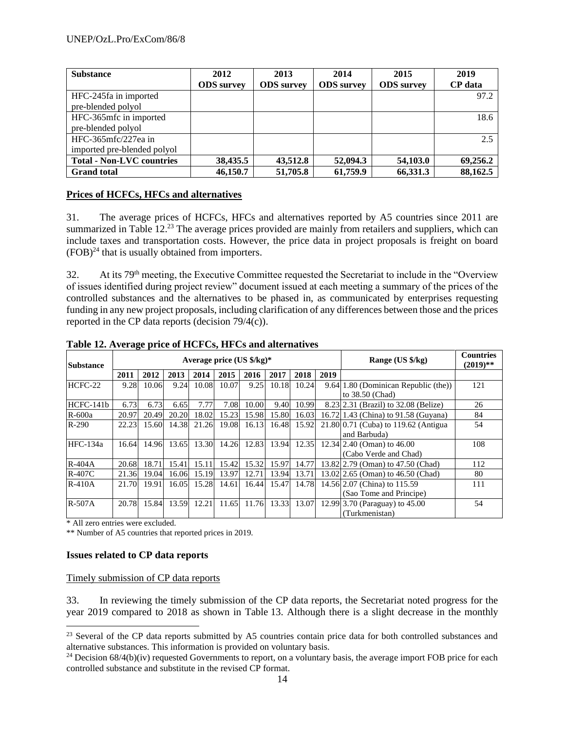| Substance | 2012 ODS survey | 2013 ODS survey | 2014 ODS survey | 2015 ODS survey | 2019 CP data |
|---|---|---|---|---|---|
| HFC-245fa in imported pre-blended polyol | | | | | 97.2 |
| HFC-365mfc in imported pre-blended polyol | | | | | 18.6 |
| HFC-365mfc/227ea in imported pre-blended polyol | | | | | 2.5 |
| **Total - Non-LVC countries** | **38,435.5** | **43,512.8** | **52,094.3** | **54,103.0** | **69,256.2** |
| **Grand total** | **46,150.7** | **51,705.8** | **61,759.9** | **66,331.3** | **88,162.5** |

## Prices of HCFCs, HFCs and alternatives

31. The average prices of HCFCs, HFCs and alternatives reported by A5 countries since 2011 are summarized in Table 12.[23] The average prices provided are mainly from retailers and suppliers, which can include taxes and transportation costs. However, the price data in project proposals is freight on board (FOB)[24] that is usually obtained from importers.

32. At its 79th meeting, the Executive Committee requested the Secretariat to include in the "Overview of issues identified during project review" document issued at each meeting a summary of the prices of the controlled substances and the alternatives to be phased in, as communicated by enterprises requesting funding in any new project proposals, including clarification of any differences between those and the prices reported in the CP data reports (decision 79/4(c)).

**Table 12. Average price of HCFCs, HFCs and alternatives**

| Substance | Average price (US $/kg)* | | | | | | | | | Range (US $/kg) | Countries (2019)** |
|---|---|---|---|---|---|---|---|---|---|---|---|
| | 2011 | 2012 | 2013 | 2014 | 2015 | 2016 | 2017 | 2018 | 2019 | | |
| HCFC-22 | 9.28 | 10.06 | 9.24 | 10.08 | 10.07 | 9.25 | 10.18 | 10.24 | 9.64 | 1.80 (Dominican Republic (the)) to 38.50 (Chad) | 121 |
| HCFC-141b | 6.73 | 6.73 | 6.65 | 7.77 | 7.08 | 10.00 | 9.40 | 10.99 | 8.23 | 2.31 (Brazil) to 32.08 (Belize) | 26 |
| R-600a | 20.97 | 20.49 | 20.20 | 18.02 | 15.23 | 15.98 | 15.80 | 16.03 | 16.72 | 1.43 (China) to 91.58 (Guyana) | 84 |
| R-290 | 22.23 | 15.60 | 14.38 | 21.26 | 19.08 | 16.13 | 16.48 | 15.92 | 21.80 | 0.71 (Cuba) to 119.62 (Antigua and Barbuda) | 54 |
| HFC-134a | 16.64 | 14.96 | 13.65 | 13.30 | 14.26 | 12.83 | 13.94 | 12.35 | 12.34 | 2.40 (Oman) to 46.00 (Cabo Verde and Chad) | 108 |
| R-404A | 20.68 | 18.71 | 15.41 | 15.11 | 15.42 | 15.32 | 15.97 | 14.77 | 13.82 | 2.79 (Oman) to 47.50 (Chad) | 112 |
| R-407C | 21.36 | 19.04 | 16.06 | 15.19 | 13.97 | 12.71 | 13.94 | 13.71 | 13.02 | 2.65 (Oman) to 46.50 (Chad) | 80 |
| R-410A | 21.70 | 19.91 | 16.05 | 15.28 | 14.61 | 16.44 | 15.47 | 14.78 | 14.56 | 2.07 (China) to 115.59 (Sao Tome and Principe) | 111 |
| R-507A | 20.78 | 15.84 | 13.59 | 12.21 | 11.65 | 11.76 | 13.33 | 13.07 | 12.99 | 3.70 (Paraguay) to 45.00 (Turkmenistan) | 54 |

\* All zero entries were excluded.

** Number of A5 countries that reported prices in 2019.

### Issues related to CP data reports

Timely submission of CP data reports

33. In reviewing the timely submission of the CP data reports, the Secretariat noted progress for the year 2019 compared to 2018 as shown in Table 13. Although there is a slight decrease in the monthly

[23] Several of the CP data reports submitted by A5 countries contain price data for both controlled substances and alternative substances. This information is provided on voluntary basis.

[24] Decision 68/4(b)(iv) requested Governments to report, on a voluntary basis, the average import FOB price for each controlled substance and substitute in the revised CP format.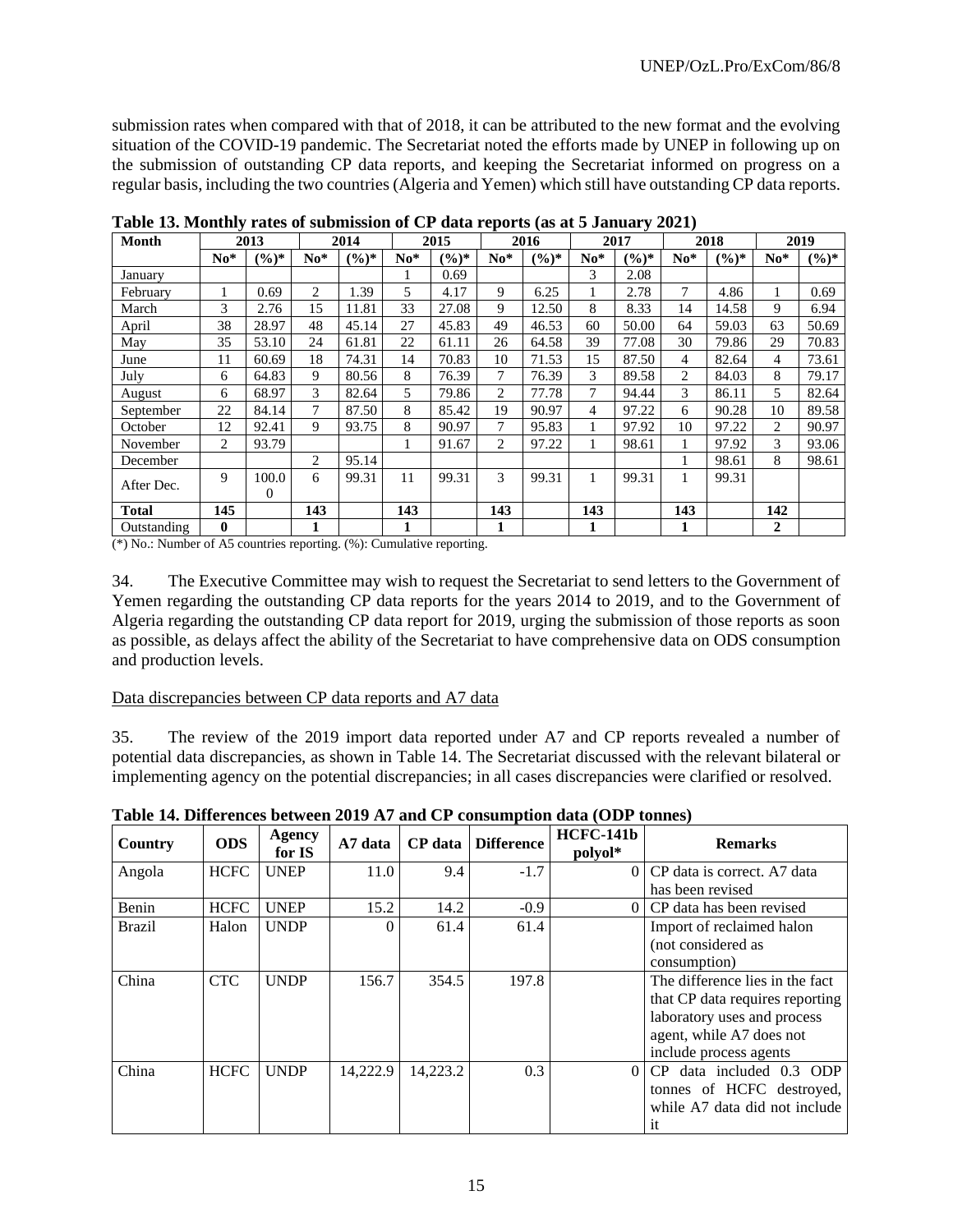submission rates when compared with that of 2018, it can be attributed to the new format and the evolving situation of the COVID-19 pandemic. The Secretariat noted the efforts made by UNEP in following up on the submission of outstanding CP data reports, and keeping the Secretariat informed on progress on a regular basis, including the two countries (Algeria and Yemen) which still have outstanding CP data reports.

**Table 13. Monthly rates of submission of CP data reports (as at 5 January 2021)**

| Month | 2013 | | 2014 | | 2015 | | 2016 | | 2017 | | 2018 | | 2019 | |
|---|---|---|---|---|---|---|---|---|---|---|---|---|---|---|
| | No* | (%)* | No* | (%)* | No* | (%)* | No* | (%)* | No* | (%)* | No* | (%)* | No* | (%)* |
| January | | | | | 1 | 0.69 | | | 3 | 2.08 | | | | |
| February | 1 | 0.69 | 2 | 1.39 | 5 | 4.17 | 9 | 6.25 | 1 | 2.78 | 7 | 4.86 | 1 | 0.69 |
| March | 3 | 2.76 | 15 | 11.81 | 33 | 27.08 | 9 | 12.50 | 8 | 8.33 | 14 | 14.58 | 9 | 6.94 |
| April | 38 | 28.97 | 48 | 45.14 | 27 | 45.83 | 49 | 46.53 | 60 | 50.00 | 64 | 59.03 | 63 | 50.69 |
| May | 35 | 53.10 | 24 | 61.81 | 22 | 61.11 | 26 | 64.58 | 39 | 77.08 | 30 | 79.86 | 29 | 70.83 |
| June | 11 | 60.69 | 18 | 74.31 | 14 | 70.83 | 10 | 71.53 | 15 | 87.50 | 4 | 82.64 | 4 | 73.61 |
| July | 6 | 64.83 | 9 | 80.56 | 8 | 76.39 | 7 | 76.39 | 3 | 89.58 | 2 | 84.03 | 8 | 79.17 |
| August | 6 | 68.97 | 3 | 82.64 | 5 | 79.86 | 2 | 77.78 | 7 | 94.44 | 3 | 86.11 | 5 | 82.64 |
| September | 22 | 84.14 | 7 | 87.50 | 8 | 85.42 | 19 | 90.97 | 4 | 97.22 | 6 | 90.28 | 10 | 89.58 |
| October | 12 | 92.41 | 9 | 93.75 | 8 | 90.97 | 7 | 95.83 | 1 | 97.92 | 10 | 97.22 | 2 | 90.97 |
| November | 2 | 93.79 | | | 1 | 91.67 | 2 | 97.22 | 1 | 98.61 | 1 | 97.92 | 3 | 93.06 |
| December | | | 2 | 95.14 | | | | | | | 1 | 98.61 | 8 | 98.61 |
| After Dec. | 9 | 100.00 | 6 | 99.31 | 11 | 99.31 | 3 | 99.31 | 1 | 99.31 | 1 | 99.31 | | |
| **Total** | **145** | | **143** | | **143** | | **143** | | **143** | | **143** | | **142** | |
| Outstanding | **0** | | **1** | | **1** | | **1** | | **1** | | **1** | | **2** | |

(*) No.: Number of A5 countries reporting. (%): Cumulative reporting.

34. The Executive Committee may wish to request the Secretariat to send letters to the Government of Yemen regarding the outstanding CP data reports for the years 2014 to 2019, and to the Government of Algeria regarding the outstanding CP data report for 2019, urging the submission of those reports as soon as possible, as delays affect the ability of the Secretariat to have comprehensive data on ODS consumption and production levels.

Data discrepancies between CP data reports and A7 data

35. The review of the 2019 import data reported under A7 and CP reports revealed a number of potential data discrepancies, as shown in Table 14. The Secretariat discussed with the relevant bilateral or implementing agency on the potential discrepancies; in all cases discrepancies were clarified or resolved.

**Table 14. Differences between 2019 A7 and CP consumption data (ODP tonnes)**

| Country | ODS | Agency for IS | A7 data | CP data | Difference | HCFC-141b polyol* | Remarks |
|---|---|---|---|---|---|---|---|
| Angola | HCFC | UNEP | 11.0 | 9.4 | -1.7 | 0 | CP data is correct. A7 data has been revised |
| Benin | HCFC | UNEP | 15.2 | 14.2 | -0.9 | 0 | CP data has been revised |
| Brazil | Halon | UNDP | 0 | 61.4 | 61.4 | | Import of reclaimed halon (not considered as consumption) |
| China | CTC | UNDP | 156.7 | 354.5 | 197.8 | | The difference lies in the fact that CP data requires reporting laboratory uses and process agent, while A7 does not include process agents |
| China | HCFC | UNDP | 14,222.9 | 14,223.2 | 0.3 | 0 | CP data included 0.3 ODP tonnes of HCFC destroyed, while A7 data did not include it |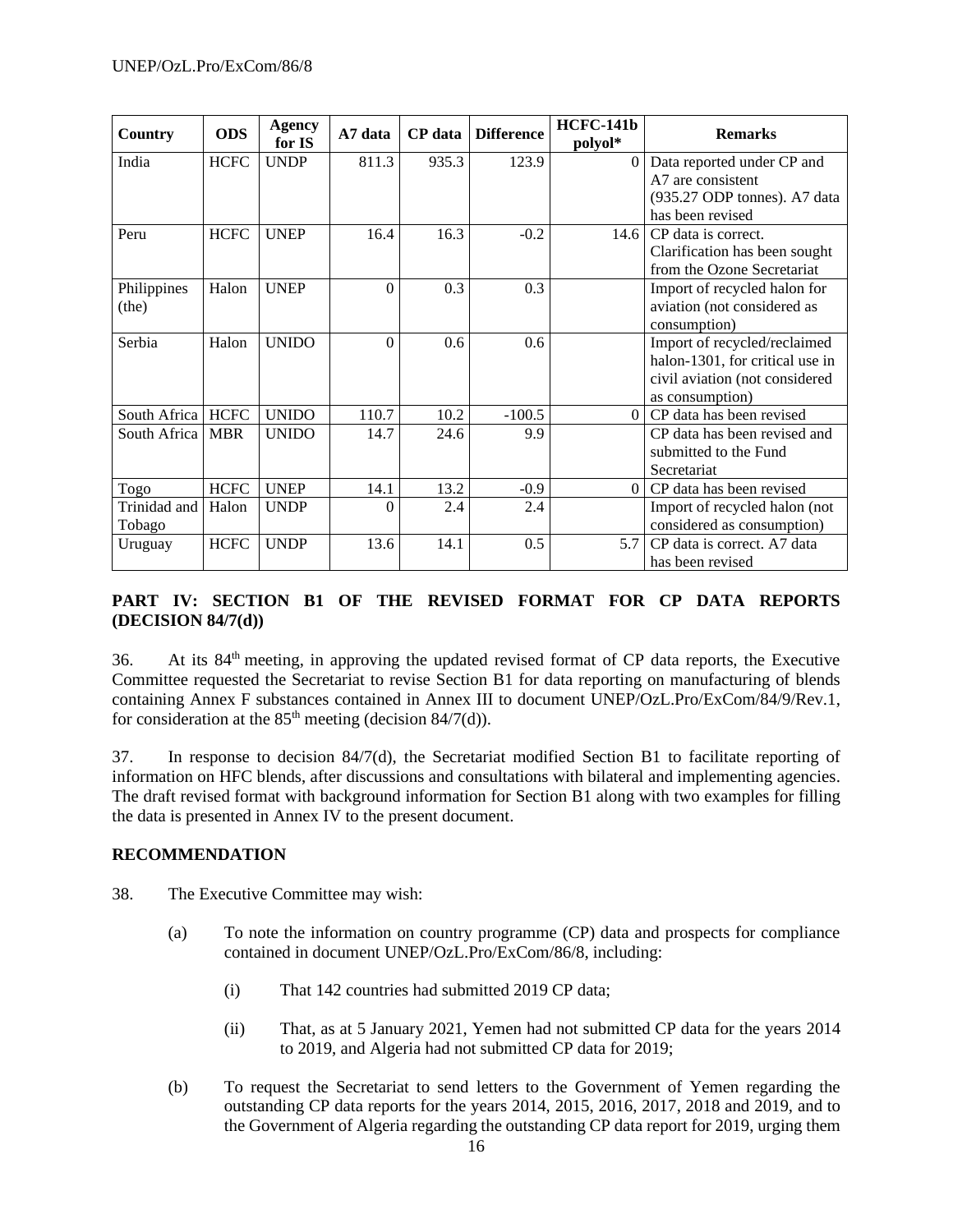| Country | ODS | Agency for IS | A7 data | CP data | Difference | HCFC-141b polyol* | Remarks |
|---|---|---|---|---|---|---|---|
| India | HCFC | UNDP | 811.3 | 935.3 | 123.9 | 0 | Data reported under CP and A7 are consistent (935.27 ODP tonnes). A7 data has been revised |
| Peru | HCFC | UNEP | 16.4 | 16.3 | -0.2 | 14.6 | CP data is correct. Clarification has been sought from the Ozone Secretariat |
| Philippines (the) | Halon | UNEP | 0 | 0.3 | 0.3 | | Import of recycled halon for aviation (not considered as consumption) |
| Serbia | Halon | UNIDO | 0 | 0.6 | 0.6 | | Import of recycled/reclaimed halon-1301, for critical use in civil aviation (not considered as consumption) |
| South Africa | HCFC | UNIDO | 110.7 | 10.2 | -100.5 | 0 | CP data has been revised |
| South Africa | MBR | UNIDO | 14.7 | 24.6 | 9.9 | | CP data has been revised and submitted to the Fund Secretariat |
| Togo | HCFC | UNEP | 14.1 | 13.2 | -0.9 | 0 | CP data has been revised |
| Trinidad and Tobago | Halon | UNDP | 0 | 2.4 | 2.4 | | Import of recycled halon (not considered as consumption) |
| Uruguay | HCFC | UNDP | 13.6 | 14.1 | 0.5 | 5.7 | CP data is correct. A7 data has been revised |

## PART IV: SECTION B1 OF THE REVISED FORMAT FOR CP DATA REPORTS (DECISION 84/7(d))

36. At its 84th meeting, in approving the updated revised format of CP data reports, the Executive Committee requested the Secretariat to revise Section B1 for data reporting on manufacturing of blends containing Annex F substances contained in Annex III to document UNEP/OzL.Pro/ExCom/84/9/Rev.1, for consideration at the 85th meeting (decision 84/7(d)).

37. In response to decision 84/7(d), the Secretariat modified Section B1 to facilitate reporting of information on HFC blends, after discussions and consultations with bilateral and implementing agencies. The draft revised format with background information for Section B1 along with two examples for filling the data is presented in Annex IV to the present document.

## RECOMMENDATION

38. The Executive Committee may wish:

(a) To note the information on country programme (CP) data and prospects for compliance contained in document UNEP/OzL.Pro/ExCom/86/8, including:

(i) That 142 countries had submitted 2019 CP data;

(ii) That, as at 5 January 2021, Yemen had not submitted CP data for the years 2014 to 2019, and Algeria had not submitted CP data for 2019;

(b) To request the Secretariat to send letters to the Government of Yemen regarding the outstanding CP data reports for the years 2014, 2015, 2016, 2017, 2018 and 2019, and to the Government of Algeria regarding the outstanding CP data report for 2019, urging them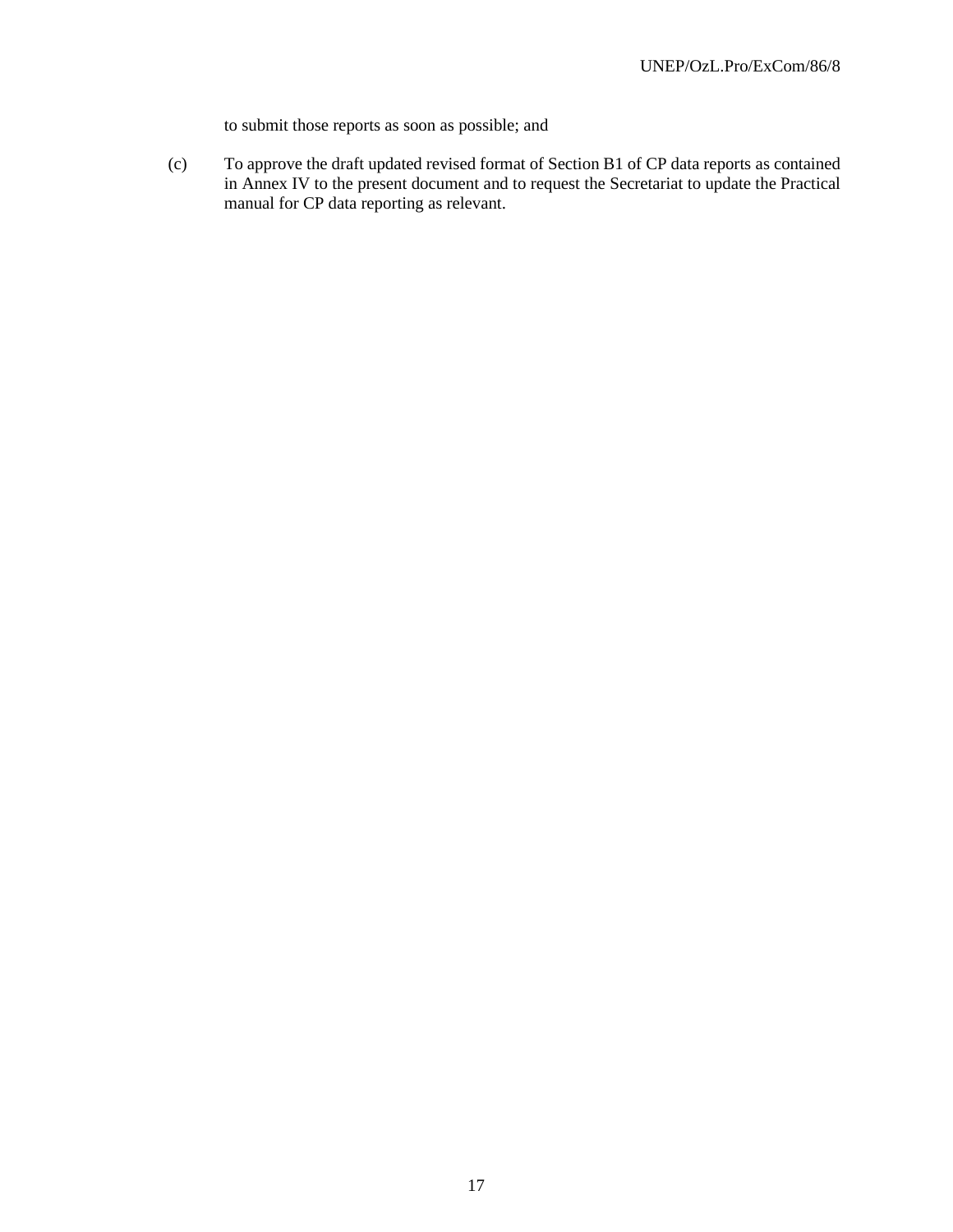to submit those reports as soon as possible; and

(c) To approve the draft updated revised format of Section B1 of CP data reports as contained in Annex IV to the present document and to request the Secretariat to update the Practical manual for CP data reporting as relevant.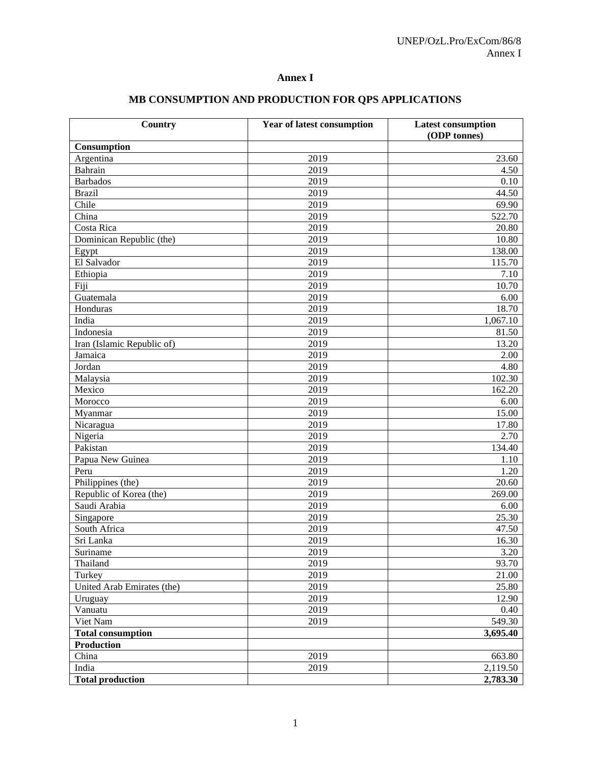# Annex I

## MB CONSUMPTION AND PRODUCTION FOR QPS APPLICATIONS

| Country | Year of latest consumption | Latest consumption (ODP tonnes) |
|---|---|---|
| **Consumption** | | |
| Argentina | 2019 | 23.60 |
| Bahrain | 2019 | 4.50 |
| Barbados | 2019 | 0.10 |
| Brazil | 2019 | 44.50 |
| Chile | 2019 | 69.90 |
| China | 2019 | 522.70 |
| Costa Rica | 2019 | 20.80 |
| Dominican Republic (the) | 2019 | 10.80 |
| Egypt | 2019 | 138.00 |
| El Salvador | 2019 | 115.70 |
| Ethiopia | 2019 | 7.10 |
| Fiji | 2019 | 10.70 |
| Guatemala | 2019 | 6.00 |
| Honduras | 2019 | 18.70 |
| India | 2019 | 1,067.10 |
| Indonesia | 2019 | 81.50 |
| Iran (Islamic Republic of) | 2019 | 13.20 |
| Jamaica | 2019 | 2.00 |
| Jordan | 2019 | 4.80 |
| Malaysia | 2019 | 102.30 |
| Mexico | 2019 | 162.20 |
| Morocco | 2019 | 6.00 |
| Myanmar | 2019 | 15.00 |
| Nicaragua | 2019 | 17.80 |
| Nigeria | 2019 | 2.70 |
| Pakistan | 2019 | 134.40 |
| Papua New Guinea | 2019 | 1.10 |
| Peru | 2019 | 1.20 |
| Philippines (the) | 2019 | 20.60 |
| Republic of Korea (the) | 2019 | 269.00 |
| Saudi Arabia | 2019 | 6.00 |
| Singapore | 2019 | 25.30 |
| South Africa | 2019 | 47.50 |
| Sri Lanka | 2019 | 16.30 |
| Suriname | 2019 | 3.20 |
| Thailand | 2019 | 93.70 |
| Turkey | 2019 | 21.00 |
| United Arab Emirates (the) | 2019 | 25.80 |
| Uruguay | 2019 | 12.90 |
| Vanuatu | 2019 | 0.40 |
| Viet Nam | 2019 | 549.30 |
| **Total consumption** | | **3,695.40** |
| **Production** | | |
| China | 2019 | 663.80 |
| India | 2019 | 2,119.50 |
| **Total production** | | **2,783.30** |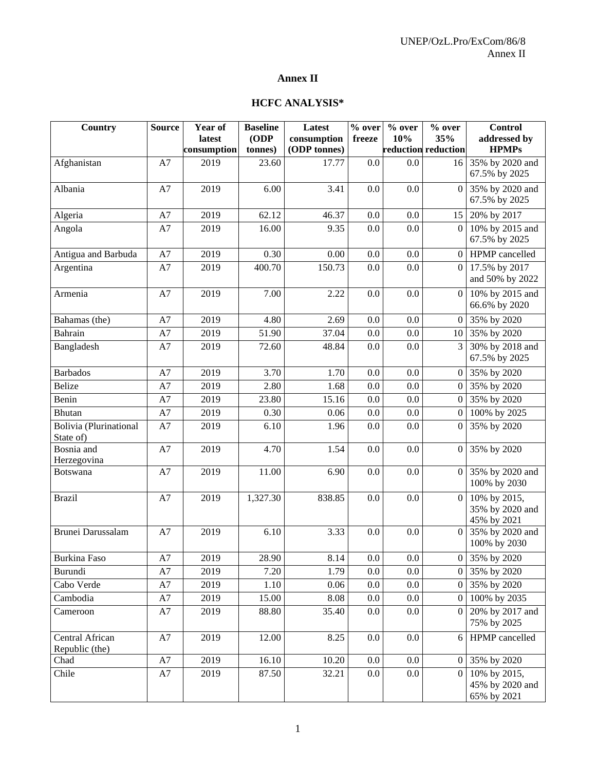# Annex II

## HCFC ANALYSIS*

| Country | Source | Year of latest consumption | Baseline (ODP tonnes) | Latest consumption (ODP tonnes) | % over freeze | % over 10% reduction | % over 35% reduction | Control addressed by HPMPs |
|---|---|---|---|---|---|---|---|---|
| Afghanistan | A7 | 2019 | 23.60 | 17.77 | 0.0 | 0.0 | 16 | 35% by 2020 and 67.5% by 2025 |
| Albania | A7 | 2019 | 6.00 | 3.41 | 0.0 | 0.0 | 0 | 35% by 2020 and 67.5% by 2025 |
| Algeria | A7 | 2019 | 62.12 | 46.37 | 0.0 | 0.0 | 15 | 20% by 2017 |
| Angola | A7 | 2019 | 16.00 | 9.35 | 0.0 | 0.0 | 0 | 10% by 2015 and 67.5% by 2025 |
| Antigua and Barbuda | A7 | 2019 | 0.30 | 0.00 | 0.0 | 0.0 | 0 | HPMP cancelled |
| Argentina | A7 | 2019 | 400.70 | 150.73 | 0.0 | 0.0 | 0 | 17.5% by 2017 and 50% by 2022 |
| Armenia | A7 | 2019 | 7.00 | 2.22 | 0.0 | 0.0 | 0 | 10% by 2015 and 66.6% by 2020 |
| Bahamas (the) | A7 | 2019 | 4.80 | 2.69 | 0.0 | 0.0 | 0 | 35% by 2020 |
| Bahrain | A7 | 2019 | 51.90 | 37.04 | 0.0 | 0.0 | 10 | 35% by 2020 |
| Bangladesh | A7 | 2019 | 72.60 | 48.84 | 0.0 | 0.0 | 3 | 30% by 2018 and 67.5% by 2025 |
| Barbados | A7 | 2019 | 3.70 | 1.70 | 0.0 | 0.0 | 0 | 35% by 2020 |
| Belize | A7 | 2019 | 2.80 | 1.68 | 0.0 | 0.0 | 0 | 35% by 2020 |
| Benin | A7 | 2019 | 23.80 | 15.16 | 0.0 | 0.0 | 0 | 35% by 2020 |
| Bhutan | A7 | 2019 | 0.30 | 0.06 | 0.0 | 0.0 | 0 | 100% by 2025 |
| Bolivia (Plurinational State of) | A7 | 2019 | 6.10 | 1.96 | 0.0 | 0.0 | 0 | 35% by 2020 |
| Bosnia and Herzegovina | A7 | 2019 | 4.70 | 1.54 | 0.0 | 0.0 | 0 | 35% by 2020 |
| Botswana | A7 | 2019 | 11.00 | 6.90 | 0.0 | 0.0 | 0 | 35% by 2020 and 100% by 2030 |
| Brazil | A7 | 2019 | 1,327.30 | 838.85 | 0.0 | 0.0 | 0 | 10% by 2015, 35% by 2020 and 45% by 2021 |
| Brunei Darussalam | A7 | 2019 | 6.10 | 3.33 | 0.0 | 0.0 | 0 | 35% by 2020 and 100% by 2030 |
| Burkina Faso | A7 | 2019 | 28.90 | 8.14 | 0.0 | 0.0 | 0 | 35% by 2020 |
| Burundi | A7 | 2019 | 7.20 | 1.79 | 0.0 | 0.0 | 0 | 35% by 2020 |
| Cabo Verde | A7 | 2019 | 1.10 | 0.06 | 0.0 | 0.0 | 0 | 35% by 2020 |
| Cambodia | A7 | 2019 | 15.00 | 8.08 | 0.0 | 0.0 | 0 | 100% by 2035 |
| Cameroon | A7 | 2019 | 88.80 | 35.40 | 0.0 | 0.0 | 0 | 20% by 2017 and 75% by 2025 |
| Central African Republic (the) | A7 | 2019 | 12.00 | 8.25 | 0.0 | 0.0 | 6 | HPMP cancelled |
| Chad | A7 | 2019 | 16.10 | 10.20 | 0.0 | 0.0 | 0 | 35% by 2020 |
| Chile | A7 | 2019 | 87.50 | 32.21 | 0.0 | 0.0 | 0 | 10% by 2015, 45% by 2020 and 65% by 2021 |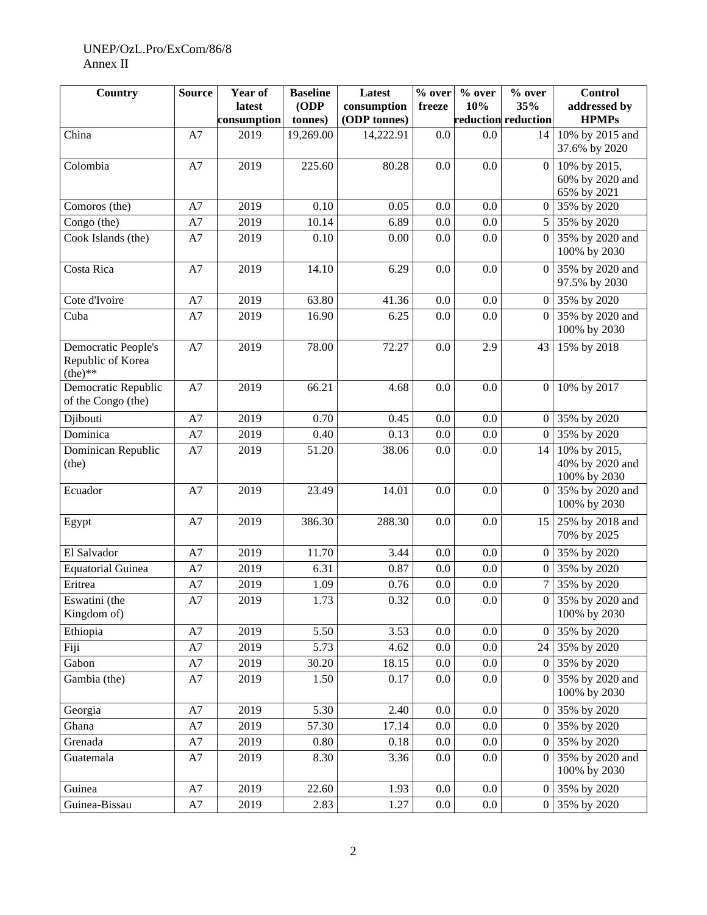| Country | Source | Year of latest consumption | Baseline (ODP tonnes) | Latest consumption (ODP tonnes) | % over freeze | % over 10% reduction | % over 35% reduction | Control addressed by HPMPs |
|---|---|---|---|---|---|---|---|---|
| China | A7 | 2019 | 19,269.00 | 14,222.91 | 0.0 | 0.0 | 14 | 10% by 2015 and 37.6% by 2020 |
| Colombia | A7 | 2019 | 225.60 | 80.28 | 0.0 | 0.0 | 0 | 10% by 2015, 60% by 2020 and 65% by 2021 |
| Comoros (the) | A7 | 2019 | 0.10 | 0.05 | 0.0 | 0.0 | 0 | 35% by 2020 |
| Congo (the) | A7 | 2019 | 10.14 | 6.89 | 0.0 | 0.0 | 5 | 35% by 2020 |
| Cook Islands (the) | A7 | 2019 | 0.10 | 0.00 | 0.0 | 0.0 | 0 | 35% by 2020 and 100% by 2030 |
| Costa Rica | A7 | 2019 | 14.10 | 6.29 | 0.0 | 0.0 | 0 | 35% by 2020 and 97.5% by 2030 |
| Cote d'Ivoire | A7 | 2019 | 63.80 | 41.36 | 0.0 | 0.0 | 0 | 35% by 2020 |
| Cuba | A7 | 2019 | 16.90 | 6.25 | 0.0 | 0.0 | 0 | 35% by 2020 and 100% by 2030 |
| Democratic People's Republic of Korea (the)** | A7 | 2019 | 78.00 | 72.27 | 0.0 | 2.9 | 43 | 15% by 2018 |
| Democratic Republic of the Congo (the) | A7 | 2019 | 66.21 | 4.68 | 0.0 | 0.0 | 0 | 10% by 2017 |
| Djibouti | A7 | 2019 | 0.70 | 0.45 | 0.0 | 0.0 | 0 | 35% by 2020 |
| Dominica | A7 | 2019 | 0.40 | 0.13 | 0.0 | 0.0 | 0 | 35% by 2020 |
| Dominican Republic (the) | A7 | 2019 | 51.20 | 38.06 | 0.0 | 0.0 | 14 | 10% by 2015, 40% by 2020 and 100% by 2030 |
| Ecuador | A7 | 2019 | 23.49 | 14.01 | 0.0 | 0.0 | 0 | 35% by 2020 and 100% by 2030 |
| Egypt | A7 | 2019 | 386.30 | 288.30 | 0.0 | 0.0 | 15 | 25% by 2018 and 70% by 2025 |
| El Salvador | A7 | 2019 | 11.70 | 3.44 | 0.0 | 0.0 | 0 | 35% by 2020 |
| Equatorial Guinea | A7 | 2019 | 6.31 | 0.87 | 0.0 | 0.0 | 0 | 35% by 2020 |
| Eritrea | A7 | 2019 | 1.09 | 0.76 | 0.0 | 0.0 | 7 | 35% by 2020 |
| Eswatini (the Kingdom of) | A7 | 2019 | 1.73 | 0.32 | 0.0 | 0.0 | 0 | 35% by 2020 and 100% by 2030 |
| Ethiopia | A7 | 2019 | 5.50 | 3.53 | 0.0 | 0.0 | 0 | 35% by 2020 |
| Fiji | A7 | 2019 | 5.73 | 4.62 | 0.0 | 0.0 | 24 | 35% by 2020 |
| Gabon | A7 | 2019 | 30.20 | 18.15 | 0.0 | 0.0 | 0 | 35% by 2020 |
| Gambia (the) | A7 | 2019 | 1.50 | 0.17 | 0.0 | 0.0 | 0 | 35% by 2020 and 100% by 2030 |
| Georgia | A7 | 2019 | 5.30 | 2.40 | 0.0 | 0.0 | 0 | 35% by 2020 |
| Ghana | A7 | 2019 | 57.30 | 17.14 | 0.0 | 0.0 | 0 | 35% by 2020 |
| Grenada | A7 | 2019 | 0.80 | 0.18 | 0.0 | 0.0 | 0 | 35% by 2020 |
| Guatemala | A7 | 2019 | 8.30 | 3.36 | 0.0 | 0.0 | 0 | 35% by 2020 and 100% by 2030 |
| Guinea | A7 | 2019 | 22.60 | 1.93 | 0.0 | 0.0 | 0 | 35% by 2020 |
| Guinea-Bissau | A7 | 2019 | 2.83 | 1.27 | 0.0 | 0.0 | 0 | 35% by 2020 |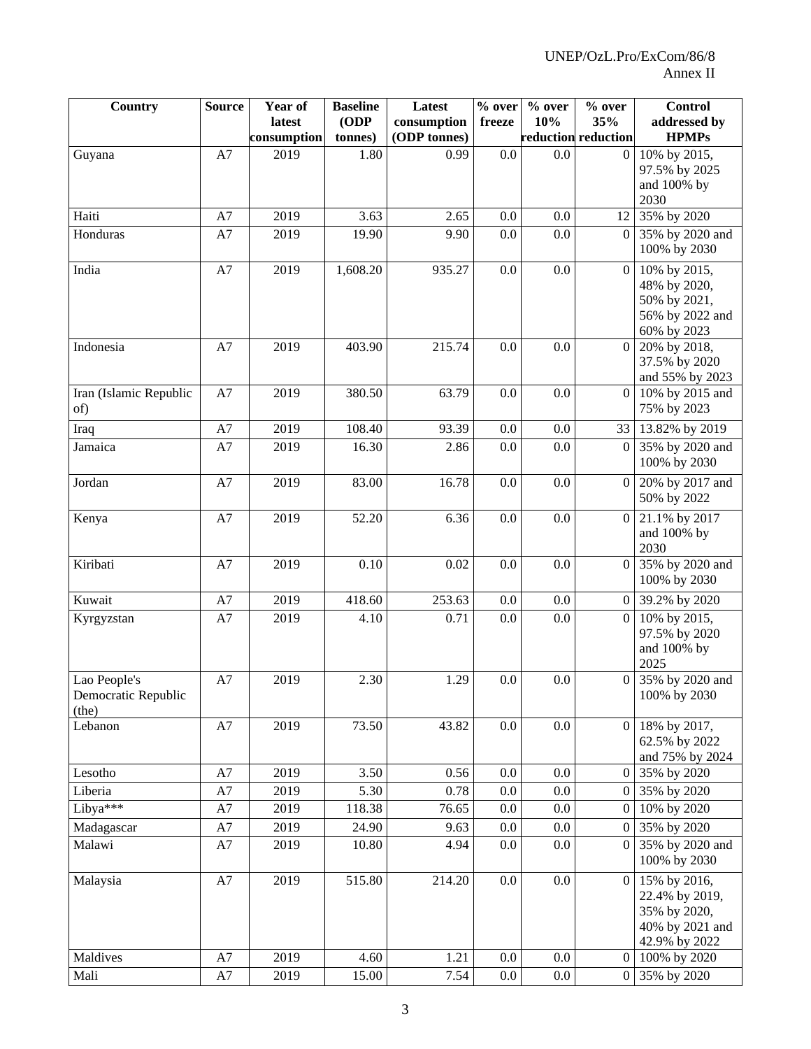| Country | Source | Year of latest consumption | Baseline (ODP tonnes) | Latest consumption (ODP tonnes) | % over freeze | % over 10% reduction | % over 35% reduction | Control addressed by HPMPs |
|---|---|---|---|---|---|---|---|---|
| Guyana | A7 | 2019 | 1.80 | 0.99 | 0.0 | 0.0 | 0 | 10% by 2015, 97.5% by 2025 and 100% by 2030 |
| Haiti | A7 | 2019 | 3.63 | 2.65 | 0.0 | 0.0 | 12 | 35% by 2020 |
| Honduras | A7 | 2019 | 19.90 | 9.90 | 0.0 | 0.0 | 0 | 35% by 2020 and 100% by 2030 |
| India | A7 | 2019 | 1,608.20 | 935.27 | 0.0 | 0.0 | 0 | 10% by 2015, 48% by 2020, 50% by 2021, 56% by 2022 and 60% by 2023 |
| Indonesia | A7 | 2019 | 403.90 | 215.74 | 0.0 | 0.0 | 0 | 20% by 2018, 37.5% by 2020 and 55% by 2023 |
| Iran (Islamic Republic of) | A7 | 2019 | 380.50 | 63.79 | 0.0 | 0.0 | 0 | 10% by 2015 and 75% by 2023 |
| Iraq | A7 | 2019 | 108.40 | 93.39 | 0.0 | 0.0 | 33 | 13.82% by 2019 |
| Jamaica | A7 | 2019 | 16.30 | 2.86 | 0.0 | 0.0 | 0 | 35% by 2020 and 100% by 2030 |
| Jordan | A7 | 2019 | 83.00 | 16.78 | 0.0 | 0.0 | 0 | 20% by 2017 and 50% by 2022 |
| Kenya | A7 | 2019 | 52.20 | 6.36 | 0.0 | 0.0 | 0 | 21.1% by 2017 and 100% by 2030 |
| Kiribati | A7 | 2019 | 0.10 | 0.02 | 0.0 | 0.0 | 0 | 35% by 2020 and 100% by 2030 |
| Kuwait | A7 | 2019 | 418.60 | 253.63 | 0.0 | 0.0 | 0 | 39.2% by 2020 |
| Kyrgyzstan | A7 | 2019 | 4.10 | 0.71 | 0.0 | 0.0 | 0 | 10% by 2015, 97.5% by 2020 and 100% by 2025 |
| Lao People's Democratic Republic (the) | A7 | 2019 | 2.30 | 1.29 | 0.0 | 0.0 | 0 | 35% by 2020 and 100% by 2030 |
| Lebanon | A7 | 2019 | 73.50 | 43.82 | 0.0 | 0.0 | 0 | 18% by 2017, 62.5% by 2022 and 75% by 2024 |
| Lesotho | A7 | 2019 | 3.50 | 0.56 | 0.0 | 0.0 | 0 | 35% by 2020 |
| Liberia | A7 | 2019 | 5.30 | 0.78 | 0.0 | 0.0 | 0 | 35% by 2020 |
| Libya*** | A7 | 2019 | 118.38 | 76.65 | 0.0 | 0.0 | 0 | 10% by 2020 |
| Madagascar | A7 | 2019 | 24.90 | 9.63 | 0.0 | 0.0 | 0 | 35% by 2020 |
| Malawi | A7 | 2019 | 10.80 | 4.94 | 0.0 | 0.0 | 0 | 35% by 2020 and 100% by 2030 |
| Malaysia | A7 | 2019 | 515.80 | 214.20 | 0.0 | 0.0 | 0 | 15% by 2016, 22.4% by 2019, 35% by 2020, 40% by 2021 and 42.9% by 2022 |
| Maldives | A7 | 2019 | 4.60 | 1.21 | 0.0 | 0.0 | 0 | 100% by 2020 |
| Mali | A7 | 2019 | 15.00 | 7.54 | 0.0 | 0.0 | 0 | 35% by 2020 |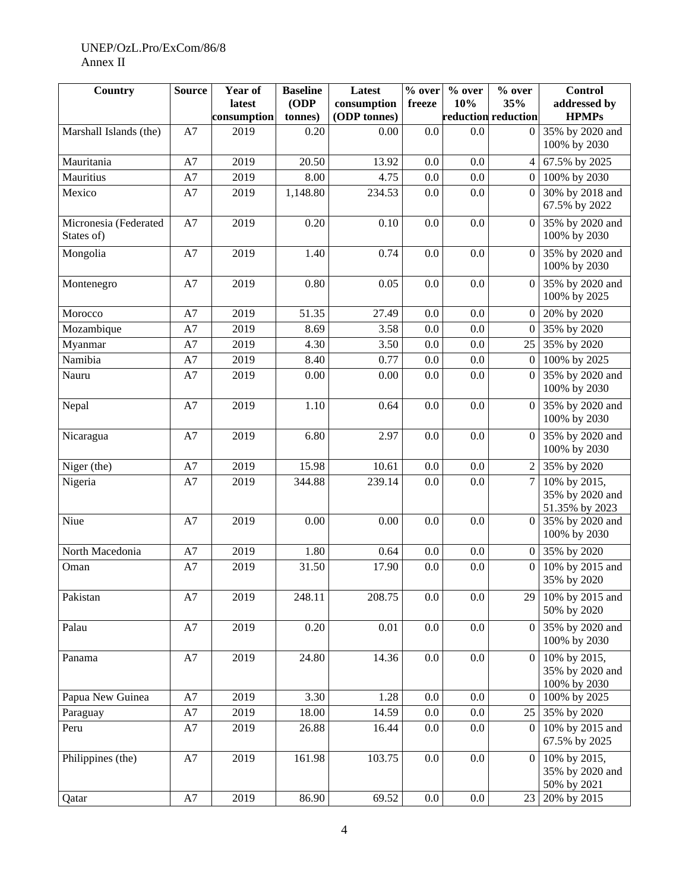| Country | Source | Year of latest consumption | Baseline (ODP tonnes) | Latest consumption (ODP tonnes) | % over freeze | % over 10% reduction | % over 35% reduction | Control addressed by HPMPs |
|---|---|---|---|---|---|---|---|---|
| Marshall Islands (the) | A7 | 2019 | 0.20 | 0.00 | 0.0 | 0.0 | 0 | 35% by 2020 and 100% by 2030 |
| Mauritania | A7 | 2019 | 20.50 | 13.92 | 0.0 | 0.0 | 4 | 67.5% by 2025 |
| Mauritius | A7 | 2019 | 8.00 | 4.75 | 0.0 | 0.0 | 0 | 100% by 2030 |
| Mexico | A7 | 2019 | 1,148.80 | 234.53 | 0.0 | 0.0 | 0 | 30% by 2018 and 67.5% by 2022 |
| Micronesia (Federated States of) | A7 | 2019 | 0.20 | 0.10 | 0.0 | 0.0 | 0 | 35% by 2020 and 100% by 2030 |
| Mongolia | A7 | 2019 | 1.40 | 0.74 | 0.0 | 0.0 | 0 | 35% by 2020 and 100% by 2030 |
| Montenegro | A7 | 2019 | 0.80 | 0.05 | 0.0 | 0.0 | 0 | 35% by 2020 and 100% by 2025 |
| Morocco | A7 | 2019 | 51.35 | 27.49 | 0.0 | 0.0 | 0 | 20% by 2020 |
| Mozambique | A7 | 2019 | 8.69 | 3.58 | 0.0 | 0.0 | 0 | 35% by 2020 |
| Myanmar | A7 | 2019 | 4.30 | 3.50 | 0.0 | 0.0 | 25 | 35% by 2020 |
| Namibia | A7 | 2019 | 8.40 | 0.77 | 0.0 | 0.0 | 0 | 100% by 2025 |
| Nauru | A7 | 2019 | 0.00 | 0.00 | 0.0 | 0.0 | 0 | 35% by 2020 and 100% by 2030 |
| Nepal | A7 | 2019 | 1.10 | 0.64 | 0.0 | 0.0 | 0 | 35% by 2020 and 100% by 2030 |
| Nicaragua | A7 | 2019 | 6.80 | 2.97 | 0.0 | 0.0 | 0 | 35% by 2020 and 100% by 2030 |
| Niger (the) | A7 | 2019 | 15.98 | 10.61 | 0.0 | 0.0 | 2 | 35% by 2020 |
| Nigeria | A7 | 2019 | 344.88 | 239.14 | 0.0 | 0.0 | 7 | 10% by 2015, 35% by 2020 and 51.35% by 2023 |
| Niue | A7 | 2019 | 0.00 | 0.00 | 0.0 | 0.0 | 0 | 35% by 2020 and 100% by 2030 |
| North Macedonia | A7 | 2019 | 1.80 | 0.64 | 0.0 | 0.0 | 0 | 35% by 2020 |
| Oman | A7 | 2019 | 31.50 | 17.90 | 0.0 | 0.0 | 0 | 10% by 2015 and 35% by 2020 |
| Pakistan | A7 | 2019 | 248.11 | 208.75 | 0.0 | 0.0 | 29 | 10% by 2015 and 50% by 2020 |
| Palau | A7 | 2019 | 0.20 | 0.01 | 0.0 | 0.0 | 0 | 35% by 2020 and 100% by 2030 |
| Panama | A7 | 2019 | 24.80 | 14.36 | 0.0 | 0.0 | 0 | 10% by 2015, 35% by 2020 and 100% by 2030 |
| Papua New Guinea | A7 | 2019 | 3.30 | 1.28 | 0.0 | 0.0 | 0 | 100% by 2025 |
| Paraguay | A7 | 2019 | 18.00 | 14.59 | 0.0 | 0.0 | 25 | 35% by 2020 |
| Peru | A7 | 2019 | 26.88 | 16.44 | 0.0 | 0.0 | 0 | 10% by 2015 and 67.5% by 2025 |
| Philippines (the) | A7 | 2019 | 161.98 | 103.75 | 0.0 | 0.0 | 0 | 10% by 2015, 35% by 2020 and 50% by 2021 |
| Qatar | A7 | 2019 | 86.90 | 69.52 | 0.0 | 0.0 | 23 | 20% by 2015 |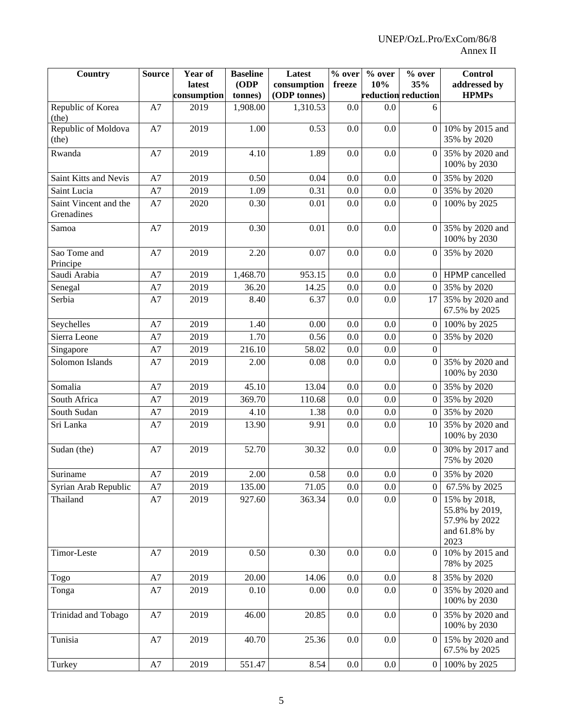| Country | Source | Year of latest consumption | Baseline (ODP tonnes) | Latest consumption (ODP tonnes) | % over freeze | % over 10% reduction | % over 35% reduction | Control addressed by HPMPs |
|---|---|---|---|---|---|---|---|---|
| Republic of Korea (the) | A7 | 2019 | 1,908.00 | 1,310.53 | 0.0 | 0.0 | 6 | |
| Republic of Moldova (the) | A7 | 2019 | 1.00 | 0.53 | 0.0 | 0.0 | 0 | 10% by 2015 and 35% by 2020 |
| Rwanda | A7 | 2019 | 4.10 | 1.89 | 0.0 | 0.0 | 0 | 35% by 2020 and 100% by 2030 |
| Saint Kitts and Nevis | A7 | 2019 | 0.50 | 0.04 | 0.0 | 0.0 | 0 | 35% by 2020 |
| Saint Lucia | A7 | 2019 | 1.09 | 0.31 | 0.0 | 0.0 | 0 | 35% by 2020 |
| Saint Vincent and the Grenadines | A7 | 2020 | 0.30 | 0.01 | 0.0 | 0.0 | 0 | 100% by 2025 |
| Samoa | A7 | 2019 | 0.30 | 0.01 | 0.0 | 0.0 | 0 | 35% by 2020 and 100% by 2030 |
| Sao Tome and Principe | A7 | 2019 | 2.20 | 0.07 | 0.0 | 0.0 | 0 | 35% by 2020 |
| Saudi Arabia | A7 | 2019 | 1,468.70 | 953.15 | 0.0 | 0.0 | 0 | HPMP cancelled |
| Senegal | A7 | 2019 | 36.20 | 14.25 | 0.0 | 0.0 | 0 | 35% by 2020 |
| Serbia | A7 | 2019 | 8.40 | 6.37 | 0.0 | 0.0 | 17 | 35% by 2020 and 67.5% by 2025 |
| Seychelles | A7 | 2019 | 1.40 | 0.00 | 0.0 | 0.0 | 0 | 100% by 2025 |
| Sierra Leone | A7 | 2019 | 1.70 | 0.56 | 0.0 | 0.0 | 0 | 35% by 2020 |
| Singapore | A7 | 2019 | 216.10 | 58.02 | 0.0 | 0.0 | 0 | |
| Solomon Islands | A7 | 2019 | 2.00 | 0.08 | 0.0 | 0.0 | 0 | 35% by 2020 and 100% by 2030 |
| Somalia | A7 | 2019 | 45.10 | 13.04 | 0.0 | 0.0 | 0 | 35% by 2020 |
| South Africa | A7 | 2019 | 369.70 | 110.68 | 0.0 | 0.0 | 0 | 35% by 2020 |
| South Sudan | A7 | 2019 | 4.10 | 1.38 | 0.0 | 0.0 | 0 | 35% by 2020 |
| Sri Lanka | A7 | 2019 | 13.90 | 9.91 | 0.0 | 0.0 | 10 | 35% by 2020 and 100% by 2030 |
| Sudan (the) | A7 | 2019 | 52.70 | 30.32 | 0.0 | 0.0 | 0 | 30% by 2017 and 75% by 2020 |
| Suriname | A7 | 2019 | 2.00 | 0.58 | 0.0 | 0.0 | 0 | 35% by 2020 |
| Syrian Arab Republic | A7 | 2019 | 135.00 | 71.05 | 0.0 | 0.0 | 0 | 67.5% by 2025 |
| Thailand | A7 | 2019 | 927.60 | 363.34 | 0.0 | 0.0 | 0 | 15% by 2018, 55.8% by 2019, 57.9% by 2022 and 61.8% by 2023 |
| Timor-Leste | A7 | 2019 | 0.50 | 0.30 | 0.0 | 0.0 | 0 | 10% by 2015 and 78% by 2025 |
| Togo | A7 | 2019 | 20.00 | 14.06 | 0.0 | 0.0 | 8 | 35% by 2020 |
| Tonga | A7 | 2019 | 0.10 | 0.00 | 0.0 | 0.0 | 0 | 35% by 2020 and 100% by 2030 |
| Trinidad and Tobago | A7 | 2019 | 46.00 | 20.85 | 0.0 | 0.0 | 0 | 35% by 2020 and 100% by 2030 |
| Tunisia | A7 | 2019 | 40.70 | 25.36 | 0.0 | 0.0 | 0 | 15% by 2020 and 67.5% by 2025 |
| Turkey | A7 | 2019 | 551.47 | 8.54 | 0.0 | 0.0 | 0 | 100% by 2025 |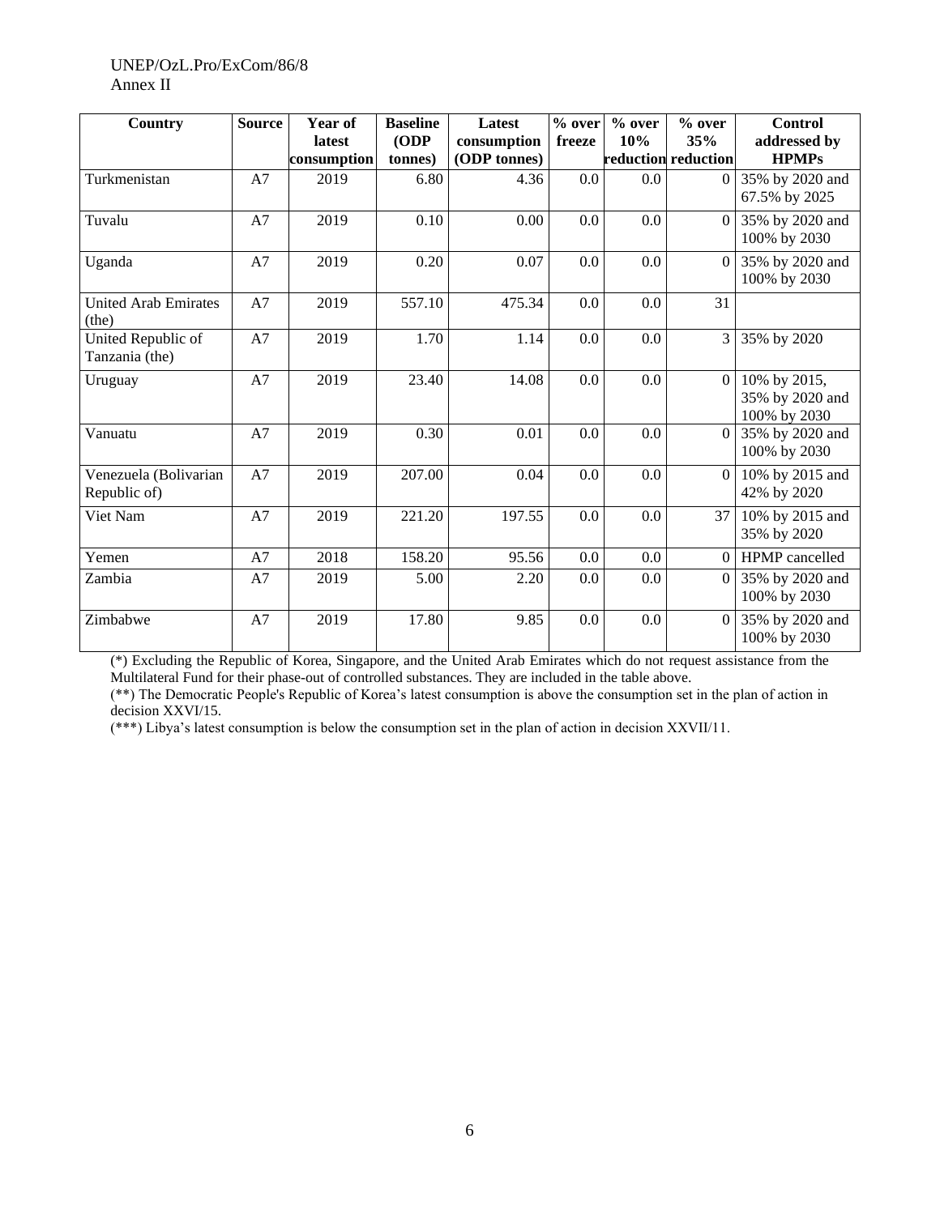| Country | Source | Year of latest consumption | Baseline (ODP tonnes) | Latest consumption (ODP tonnes) | % over freeze | % over 10% reduction | % over 35% reduction | Control addressed by HPMPs |
|---|---|---|---|---|---|---|---|---|
| Turkmenistan | A7 | 2019 | 6.80 | 4.36 | 0.0 | 0.0 | 0 | 35% by 2020 and 67.5% by 2025 |
| Tuvalu | A7 | 2019 | 0.10 | 0.00 | 0.0 | 0.0 | 0 | 35% by 2020 and 100% by 2030 |
| Uganda | A7 | 2019 | 0.20 | 0.07 | 0.0 | 0.0 | 0 | 35% by 2020 and 100% by 2030 |
| United Arab Emirates (the) | A7 | 2019 | 557.10 | 475.34 | 0.0 | 0.0 | 31 | |
| United Republic of Tanzania (the) | A7 | 2019 | 1.70 | 1.14 | 0.0 | 0.0 | 3 | 35% by 2020 |
| Uruguay | A7 | 2019 | 23.40 | 14.08 | 0.0 | 0.0 | 0 | 10% by 2015, 35% by 2020 and 100% by 2030 |
| Vanuatu | A7 | 2019 | 0.30 | 0.01 | 0.0 | 0.0 | 0 | 35% by 2020 and 100% by 2030 |
| Venezuela (Bolivarian Republic of) | A7 | 2019 | 207.00 | 0.04 | 0.0 | 0.0 | 0 | 10% by 2015 and 42% by 2020 |
| Viet Nam | A7 | 2019 | 221.20 | 197.55 | 0.0 | 0.0 | 37 | 10% by 2015 and 35% by 2020 |
| Yemen | A7 | 2018 | 158.20 | 95.56 | 0.0 | 0.0 | 0 | HPMP cancelled |
| Zambia | A7 | 2019 | 5.00 | 2.20 | 0.0 | 0.0 | 0 | 35% by 2020 and 100% by 2030 |
| Zimbabwe | A7 | 2019 | 17.80 | 9.85 | 0.0 | 0.0 | 0 | 35% by 2020 and 100% by 2030 |

(*) Excluding the Republic of Korea, Singapore, and the United Arab Emirates which do not request assistance from the Multilateral Fund for their phase-out of controlled substances. They are included in the table above.

(**) The Democratic People's Republic of Korea's latest consumption is above the consumption set in the plan of action in decision XXVI/15.

(***) Libya's latest consumption is below the consumption set in the plan of action in decision XXVII/11.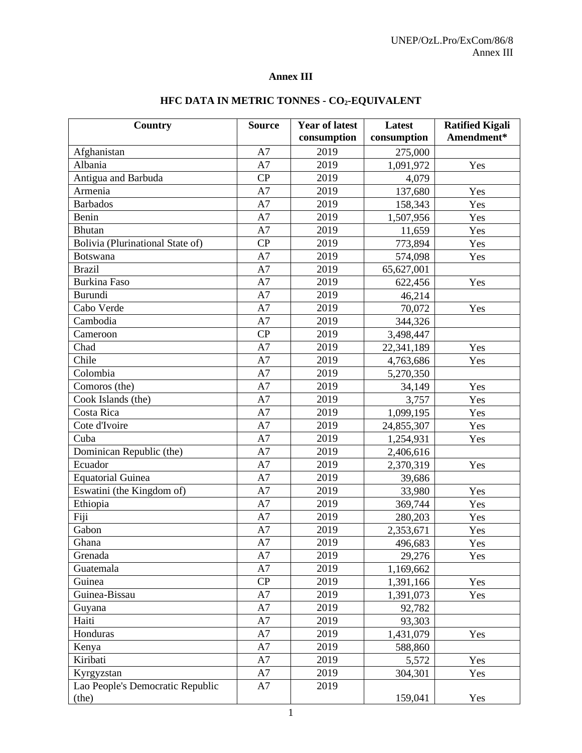# Annex III

## HFC DATA IN METRIC TONNES - $CO_2$-EQUIVALENT

| Country | Source | Year of latest consumption | Latest consumption | Ratified Kigali Amendment* |
|---|---|---|---|---|
| Afghanistan | A7 | 2019 | 275,000 | |
| Albania | A7 | 2019 | 1,091,972 | Yes |
| Antigua and Barbuda | CP | 2019 | 4,079 | |
| Armenia | A7 | 2019 | 137,680 | Yes |
| Barbados | A7 | 2019 | 158,343 | Yes |
| Benin | A7 | 2019 | 1,507,956 | Yes |
| Bhutan | A7 | 2019 | 11,659 | Yes |
| Bolivia (Plurinational State of) | CP | 2019 | 773,894 | Yes |
| Botswana | A7 | 2019 | 574,098 | Yes |
| Brazil | A7 | 2019 | 65,627,001 | |
| Burkina Faso | A7 | 2019 | 622,456 | Yes |
| Burundi | A7 | 2019 | 46,214 | |
| Cabo Verde | A7 | 2019 | 70,072 | Yes |
| Cambodia | A7 | 2019 | 344,326 | |
| Cameroon | CP | 2019 | 3,498,447 | |
| Chad | A7 | 2019 | 22,341,189 | Yes |
| Chile | A7 | 2019 | 4,763,686 | Yes |
| Colombia | A7 | 2019 | 5,270,350 | |
| Comoros (the) | A7 | 2019 | 34,149 | Yes |
| Cook Islands (the) | A7 | 2019 | 3,757 | Yes |
| Costa Rica | A7 | 2019 | 1,099,195 | Yes |
| Cote d'Ivoire | A7 | 2019 | 24,855,307 | Yes |
| Cuba | A7 | 2019 | 1,254,931 | Yes |
| Dominican Republic (the) | A7 | 2019 | 2,406,616 | |
| Ecuador | A7 | 2019 | 2,370,319 | Yes |
| Equatorial Guinea | A7 | 2019 | 39,686 | |
| Eswatini (the Kingdom of) | A7 | 2019 | 33,980 | Yes |
| Ethiopia | A7 | 2019 | 369,744 | Yes |
| Fiji | A7 | 2019 | 280,203 | Yes |
| Gabon | A7 | 2019 | 2,353,671 | Yes |
| Ghana | A7 | 2019 | 496,683 | Yes |
| Grenada | A7 | 2019 | 29,276 | Yes |
| Guatemala | A7 | 2019 | 1,169,662 | |
| Guinea | CP | 2019 | 1,391,166 | Yes |
| Guinea-Bissau | A7 | 2019 | 1,391,073 | Yes |
| Guyana | A7 | 2019 | 92,782 | |
| Haiti | A7 | 2019 | 93,303 | |
| Honduras | A7 | 2019 | 1,431,079 | Yes |
| Kenya | A7 | 2019 | 588,860 | |
| Kiribati | A7 | 2019 | 5,572 | Yes |
| Kyrgyzstan | A7 | 2019 | 304,301 | Yes |
| Lao People's Democratic Republic (the) | A7 | 2019 | 159,041 | Yes |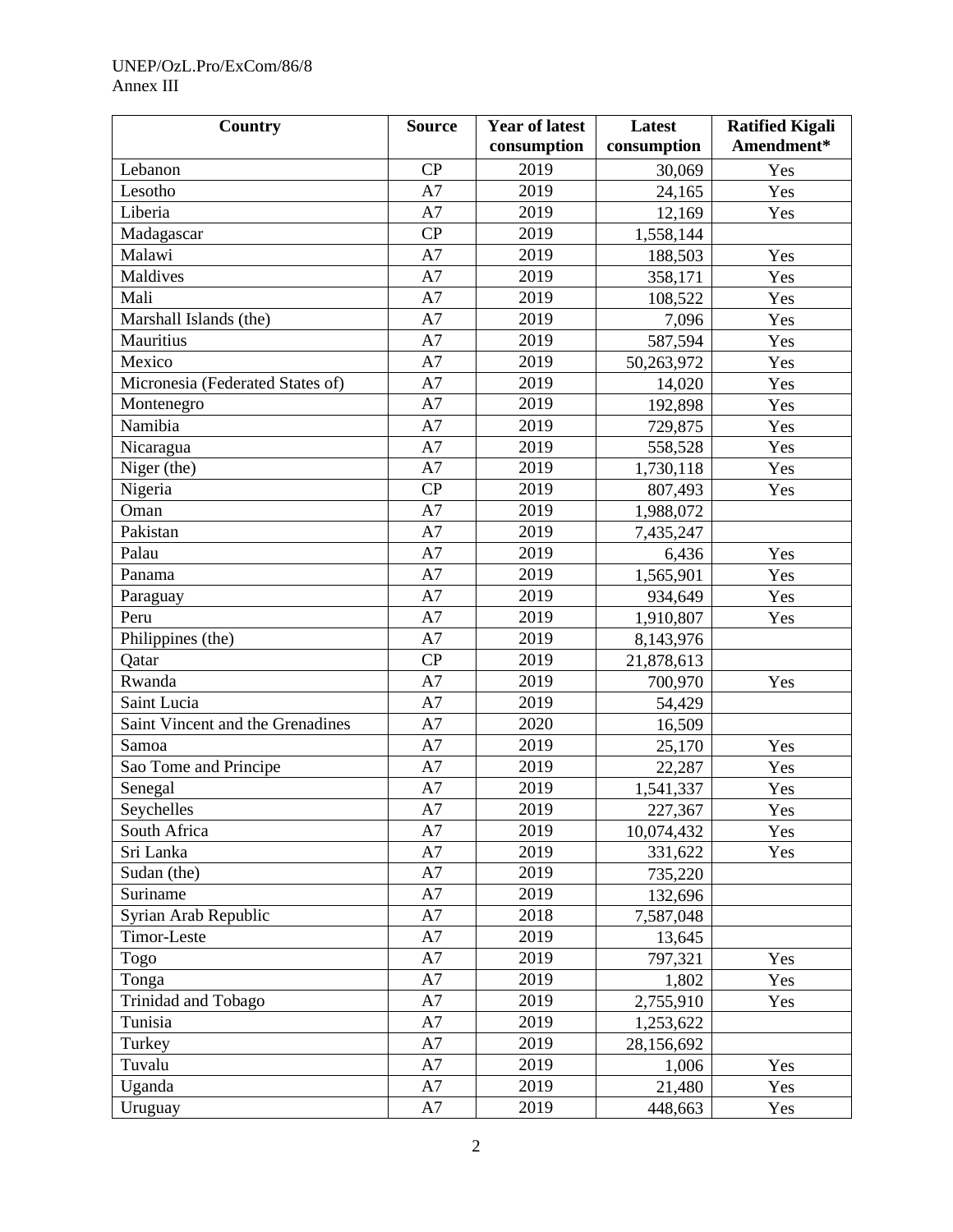| Country | Source | Year of latest consumption | Latest consumption | Ratified Kigali Amendment* |
|---|---|---|---|---|
| Lebanon | CP | 2019 | 30,069 | Yes |
| Lesotho | A7 | 2019 | 24,165 | Yes |
| Liberia | A7 | 2019 | 12,169 | Yes |
| Madagascar | CP | 2019 | 1,558,144 | |
| Malawi | A7 | 2019 | 188,503 | Yes |
| Maldives | A7 | 2019 | 358,171 | Yes |
| Mali | A7 | 2019 | 108,522 | Yes |
| Marshall Islands (the) | A7 | 2019 | 7,096 | Yes |
| Mauritius | A7 | 2019 | 587,594 | Yes |
| Mexico | A7 | 2019 | 50,263,972 | Yes |
| Micronesia (Federated States of) | A7 | 2019 | 14,020 | Yes |
| Montenegro | A7 | 2019 | 192,898 | Yes |
| Namibia | A7 | 2019 | 729,875 | Yes |
| Nicaragua | A7 | 2019 | 558,528 | Yes |
| Niger (the) | A7 | 2019 | 1,730,118 | Yes |
| Nigeria | CP | 2019 | 807,493 | Yes |
| Oman | A7 | 2019 | 1,988,072 | |
| Pakistan | A7 | 2019 | 7,435,247 | |
| Palau | A7 | 2019 | 6,436 | Yes |
| Panama | A7 | 2019 | 1,565,901 | Yes |
| Paraguay | A7 | 2019 | 934,649 | Yes |
| Peru | A7 | 2019 | 1,910,807 | Yes |
| Philippines (the) | A7 | 2019 | 8,143,976 | |
| Qatar | CP | 2019 | 21,878,613 | |
| Rwanda | A7 | 2019 | 700,970 | Yes |
| Saint Lucia | A7 | 2019 | 54,429 | |
| Saint Vincent and the Grenadines | A7 | 2020 | 16,509 | |
| Samoa | A7 | 2019 | 25,170 | Yes |
| Sao Tome and Principe | A7 | 2019 | 22,287 | Yes |
| Senegal | A7 | 2019 | 1,541,337 | Yes |
| Seychelles | A7 | 2019 | 227,367 | Yes |
| South Africa | A7 | 2019 | 10,074,432 | Yes |
| Sri Lanka | A7 | 2019 | 331,622 | Yes |
| Sudan (the) | A7 | 2019 | 735,220 | |
| Suriname | A7 | 2019 | 132,696 | |
| Syrian Arab Republic | A7 | 2018 | 7,587,048 | |
| Timor-Leste | A7 | 2019 | 13,645 | |
| Togo | A7 | 2019 | 797,321 | Yes |
| Tonga | A7 | 2019 | 1,802 | Yes |
| Trinidad and Tobago | A7 | 2019 | 2,755,910 | Yes |
| Tunisia | A7 | 2019 | 1,253,622 | |
| Turkey | A7 | 2019 | 28,156,692 | |
| Tuvalu | A7 | 2019 | 1,006 | Yes |
| Uganda | A7 | 2019 | 21,480 | Yes |
| Uruguay | A7 | 2019 | 448,663 | Yes |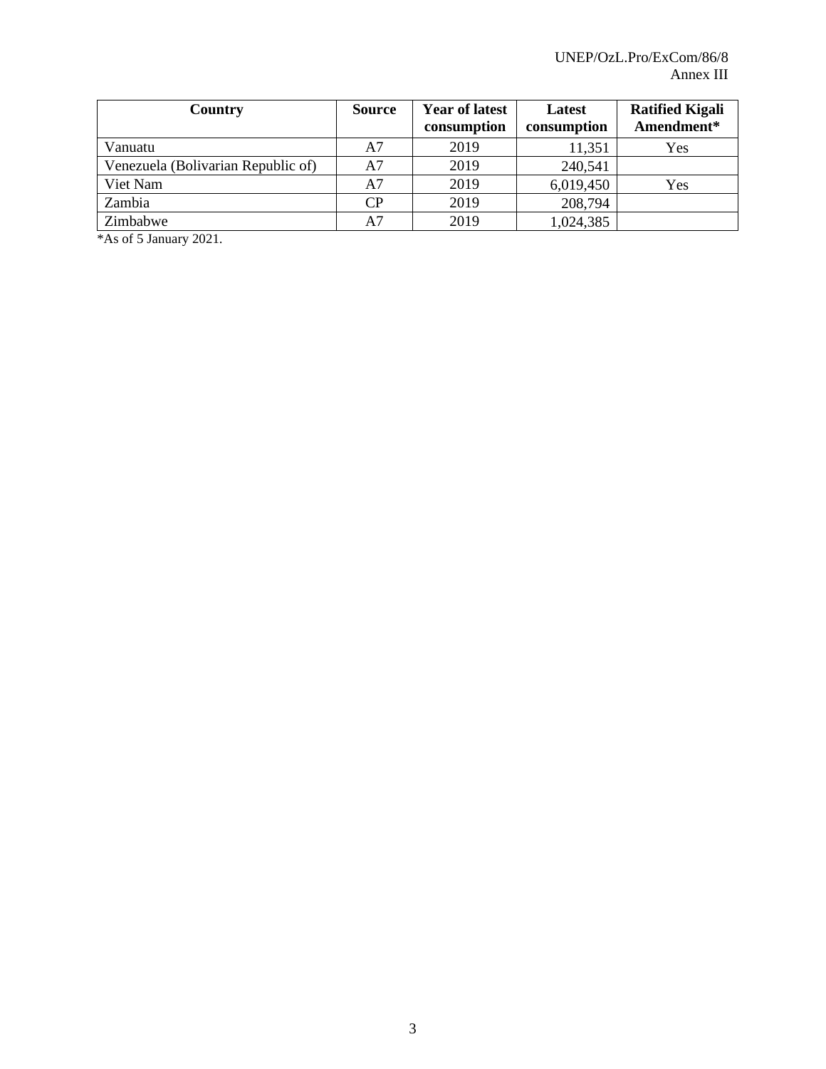| Country | Source | Year of latest consumption | Latest consumption | Ratified Kigali Amendment* |
|---|---|---|---|---|
| Vanuatu | A7 | 2019 | 11,351 | Yes |
| Venezuela (Bolivarian Republic of) | A7 | 2019 | 240,541 | |
| Viet Nam | A7 | 2019 | 6,019,450 | Yes |
| Zambia | CP | 2019 | 208,794 | |
| Zimbabwe | A7 | 2019 | 1,024,385 | |

*As of 5 January 2021.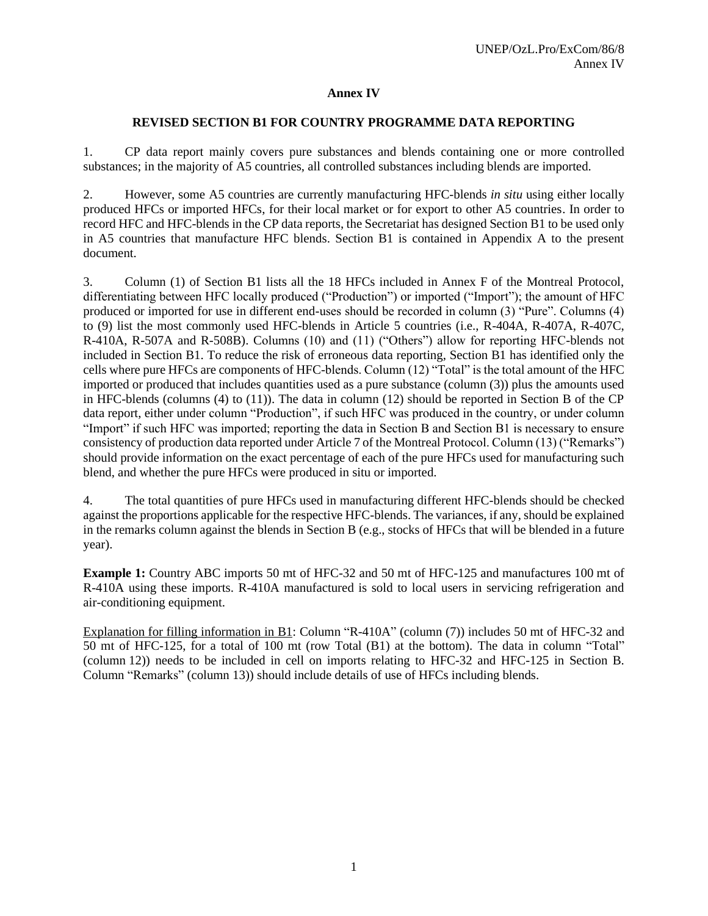# Annex IV

## REVISED SECTION B1 FOR COUNTRY PROGRAMME DATA REPORTING

1. CP data report mainly covers pure substances and blends containing one or more controlled substances; in the majority of A5 countries, all controlled substances including blends are imported.

2. However, some A5 countries are currently manufacturing HFC-blends *in situ* using either locally produced HFCs or imported HFCs, for their local market or for export to other A5 countries. In order to record HFC and HFC-blends in the CP data reports, the Secretariat has designed Section B1 to be used only in A5 countries that manufacture HFC blends. Section B1 is contained in Appendix A to the present document.

3. Column (1) of Section B1 lists all the 18 HFCs included in Annex F of the Montreal Protocol, differentiating between HFC locally produced ("Production") or imported ("Import"); the amount of HFC produced or imported for use in different end-uses should be recorded in column (3) "Pure". Columns (4) to (9) list the most commonly used HFC-blends in Article 5 countries (i.e., R-404A, R-407A, R-407C, R-410A, R-507A and R-508B). Columns (10) and (11) ("Others") allow for reporting HFC-blends not included in Section B1. To reduce the risk of erroneous data reporting, Section B1 has identified only the cells where pure HFCs are components of HFC-blends. Column (12) "Total" is the total amount of the HFC imported or produced that includes quantities used as a pure substance (column (3)) plus the amounts used in HFC-blends (columns (4) to (11)). The data in column (12) should be reported in Section B of the CP data report, either under column "Production", if such HFC was produced in the country, or under column "Import" if such HFC was imported; reporting the data in Section B and Section B1 is necessary to ensure consistency of production data reported under Article 7 of the Montreal Protocol. Column (13) ("Remarks") should provide information on the exact percentage of each of the pure HFCs used for manufacturing such blend, and whether the pure HFCs were produced in situ or imported.

4. The total quantities of pure HFCs used in manufacturing different HFC-blends should be checked against the proportions applicable for the respective HFC-blends. The variances, if any, should be explained in the remarks column against the blends in Section B (e.g., stocks of HFCs that will be blended in a future year).

**Example 1:** Country ABC imports 50 mt of HFC-32 and 50 mt of HFC-125 and manufactures 100 mt of R-410A using these imports. R-410A manufactured is sold to local users in servicing refrigeration and air-conditioning equipment.

<u>Explanation for filling information in B1</u>: Column "R-410A" (column (7)) includes 50 mt of HFC-32 and 50 mt of HFC-125, for a total of 100 mt (row Total (B1) at the bottom). The data in column "Total" (column 12)) needs to be included in cell on imports relating to HFC-32 and HFC-125 in Section B. Column "Remarks" (column 13)) should include details of use of HFCs including blends.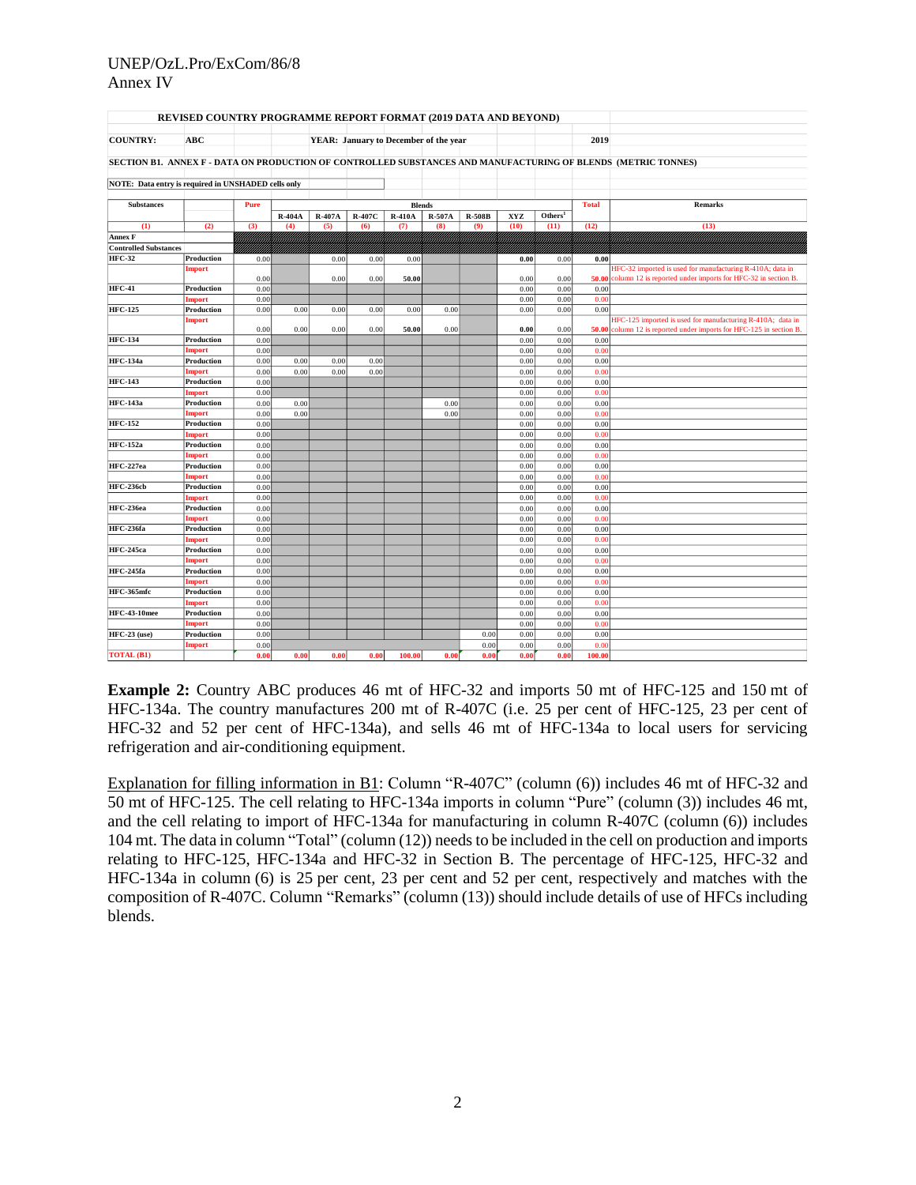**REVISED COUNTRY PROGRAMME REPORT FORMAT (2019 DATA AND BEYOND)**

**COUNTRY:** ABC **YEAR: January to December of the year** 2019

**SECTION B1. ANNEX F - DATA ON PRODUCTION OF CONTROLLED SUBSTANCES AND MANUFACTURING OF BLENDS (METRIC TONNES)**

**NOTE: Data entry is required in UNSHADED cells only**

| Substances | | Pure | Blends | | | | | | | | Total | Remarks |
|---|---|---|---|---|---|---|---|---|---|---|---|---|
| | | | R-404A | R-407A | R-407C | R-410A | R-507A | R-508B | XYZ | Others[1] | | |
| (1) | (2) | (3) | (4) | (5) | (6) | (7) | (8) | (9) | (10) | (11) | (12) | (13) |
| **Annex F** | | | | | | | | | | | | |
| **Controlled Substances** | | | | | | | | | | | | |
| **HFC-32** | Production | 0.00 | | 0.00 | 0.00 | 0.00 | | | 0.00 | 0.00 | 0.00 | |
| | Import | 0.00 | | 0.00 | 0.00 | 50.00 | | | 0.00 | 0.00 | 50.00 | HFC-32 imported is used for manufacturing R-410A; data in column 12 is reported under imports for HFC-32 in section B. |
| **HFC-41** | Production | 0.00 | | | | | | | 0.00 | 0.00 | 0.00 | |
| | Import | 0.00 | | | | | | | 0.00 | 0.00 | 0.00 | |
| **HFC-125** | Production | 0.00 | 0.00 | 0.00 | 0.00 | 0.00 | 0.00 | | 0.00 | 0.00 | 0.00 | |
| | Import | 0.00 | 0.00 | 0.00 | 0.00 | 50.00 | 0.00 | | 0.00 | 0.00 | 50.00 | HFC-125 imported is used for manufacturing R-410A; data in column 12 is reported under imports for HFC-125 in section B. |
| **HFC-134** | Production | 0.00 | | | | | | | 0.00 | 0.00 | 0.00 | |
| | Import | 0.00 | | | | | | | 0.00 | 0.00 | 0.00 | |
| **HFC-134a** | Production | 0.00 | 0.00 | 0.00 | 0.00 | | | | 0.00 | 0.00 | 0.00 | |
| | Import | 0.00 | 0.00 | 0.00 | 0.00 | | | | 0.00 | 0.00 | 0.00 | |
| **HFC-143** | Production | 0.00 | | | | | | | 0.00 | 0.00 | 0.00 | |
| | Import | 0.00 | | | | | | | 0.00 | 0.00 | 0.00 | |
| **HFC-143a** | Production | 0.00 | 0.00 | | | | 0.00 | | 0.00 | 0.00 | 0.00 | |
| | Import | 0.00 | 0.00 | | | | 0.00 | | 0.00 | 0.00 | 0.00 | |
| **HFC-152** | Production | 0.00 | | | | | | | 0.00 | 0.00 | 0.00 | |
| | Import | 0.00 | | | | | | | 0.00 | 0.00 | 0.00 | |
| **HFC-152a** | Production | 0.00 | | | | | | | 0.00 | 0.00 | 0.00 | |
| | Import | 0.00 | | | | | | | 0.00 | 0.00 | 0.00 | |
| **HFC-227ea** | Production | 0.00 | | | | | | | 0.00 | 0.00 | 0.00 | |
| | Import | 0.00 | | | | | | | 0.00 | 0.00 | 0.00 | |
| **HFC-236cb** | Production | 0.00 | | | | | | | 0.00 | 0.00 | 0.00 | |
| | Import | 0.00 | | | | | | | 0.00 | 0.00 | 0.00 | |
| **HFC-236ea** | Production | 0.00 | | | | | | | 0.00 | 0.00 | 0.00 | |
| | Import | 0.00 | | | | | | | 0.00 | 0.00 | 0.00 | |
| **HFC-236fa** | Production | 0.00 | | | | | | | 0.00 | 0.00 | 0.00 | |
| | Import | 0.00 | | | | | | | 0.00 | 0.00 | 0.00 | |
| **HFC-245ca** | Production | 0.00 | | | | | | | 0.00 | 0.00 | 0.00 | |
| | Import | 0.00 | | | | | | | 0.00 | 0.00 | 0.00 | |
| **HFC-245fa** | Production | 0.00 | | | | | | | 0.00 | 0.00 | 0.00 | |
| | Import | 0.00 | | | | | | | 0.00 | 0.00 | 0.00 | |
| **HFC-365mfc** | Production | 0.00 | | | | | | | 0.00 | 0.00 | 0.00 | |
| | Import | 0.00 | | | | | | | 0.00 | 0.00 | 0.00 | |
| **HFC-43-10mee** | Production | 0.00 | | | | | | | 0.00 | 0.00 | 0.00 | |
| | Import | 0.00 | | | | | | | 0.00 | 0.00 | 0.00 | |
| **HFC-23 (use)** | Production | 0.00 | | | | | | 0.00 | 0.00 | 0.00 | 0.00 | |
| | Import | 0.00 | | | | | | 0.00 | 0.00 | 0.00 | 0.00 | |
| **TOTAL (B1)** | | 0.00 | 0.00 | 0.00 | 0.00 | 100.00 | 0.00 | 0.00 | 0.00 | 0.00 | 100.00 | |

**Example 2:** Country ABC produces 46 mt of HFC-32 and imports 50 mt of HFC-125 and 150 mt of HFC-134a. The country manufactures 200 mt of R-407C (i.e. 25 per cent of HFC-125, 23 per cent of HFC-32 and 52 per cent of HFC-134a), and sells 46 mt of HFC-134a to local users for servicing refrigeration and air-conditioning equipment.

<u>Explanation for filling information in B1</u>: Column "R-407C" (column (6)) includes 46 mt of HFC-32 and 50 mt of HFC-125. The cell relating to HFC-134a imports in column "Pure" (column (3)) includes 46 mt, and the cell relating to import of HFC-134a for manufacturing in column R-407C (column (6)) includes 104 mt. The data in column "Total" (column (12)) needs to be included in the cell on production and imports relating to HFC-125, HFC-134a and HFC-32 in Section B. The percentage of HFC-125, HFC-32 and HFC-134a in column (6) is 25 per cent, 23 per cent and 52 per cent, respectively and matches with the composition of R-407C. Column "Remarks" (column (13)) should include details of use of HFCs including blends.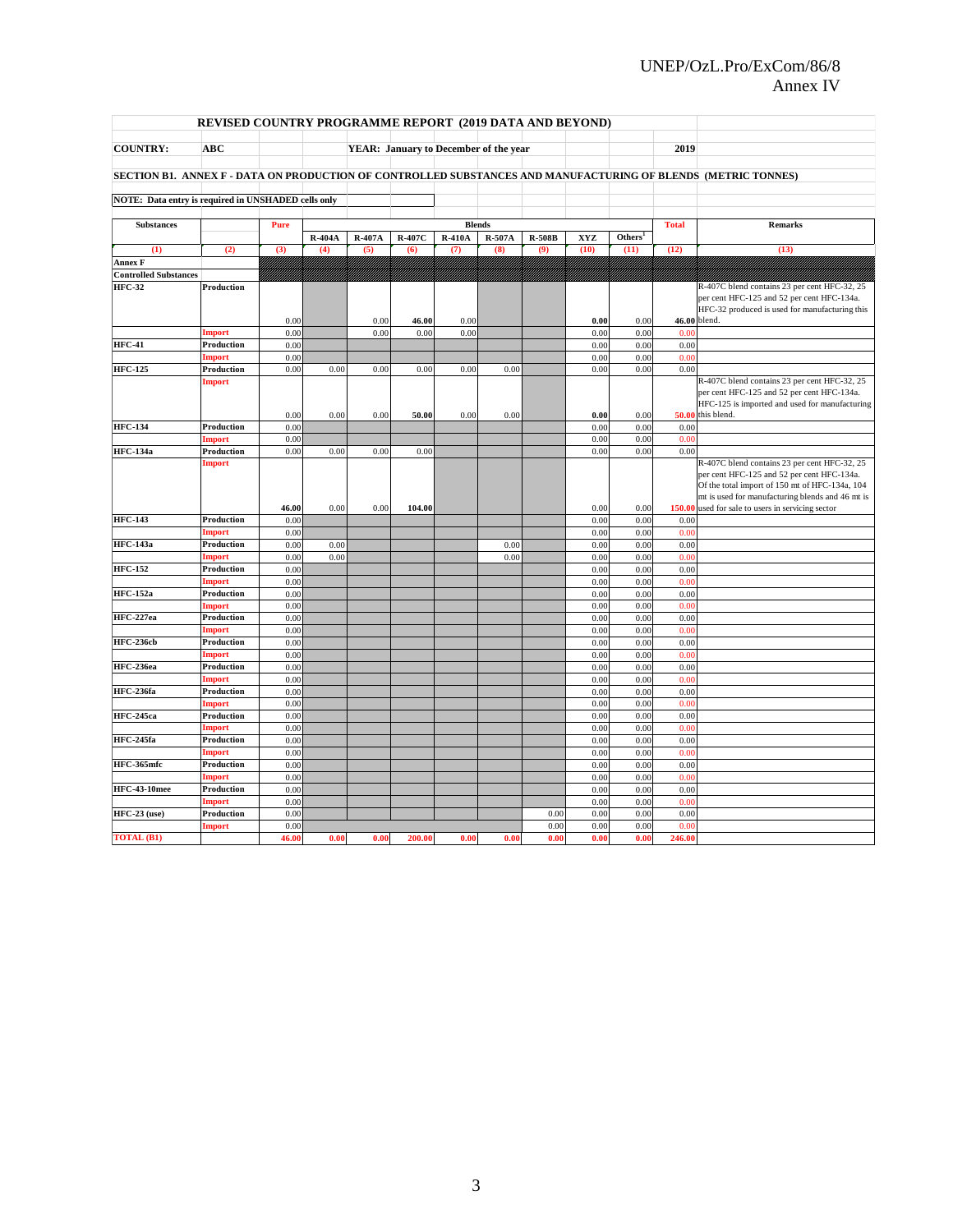**REVISED COUNTRY PROGRAMME REPORT (2019 DATA AND BEYOND)**

**COUNTRY:** ABC  **YEAR: January to December of the year** 2019

**SECTION B1. ANNEX F - DATA ON PRODUCTION OF CONTROLLED SUBSTANCES AND MANUFACTURING OF BLENDS (METRIC TONNES)**

**NOTE: Data entry is required in UNSHADED cells only**

| Substances | | Pure | Blends | | | | | | | | Total | Remarks |
|---|---|---|---|---|---|---|---|---|---|---|---|---|
| | | | R-404A | R-407A | R-407C | R-410A | R-507A | R-508B | XYZ | Others[1] | | |
| (1) | (2) | (3) | (4) | (5) | (6) | (7) | (8) | (9) | (10) | (11) | (12) | (13) |
| **Annex F** | | | | | | | | | | | | |
| **Controlled Substances** | | | | | | | | | | | | |
| **HFC-32** | Production | 0.00 | | 0.00 | 46.00 | 0.00 | | | 0.00 | 0.00 | 46.00 | R-407C blend contains 23 per cent HFC-32, 25 per cent HFC-125 and 52 per cent HFC-134a. HFC-32 produced is used for manufacturing this blend. |
| | Import | 0.00 | | 0.00 | 0.00 | 0.00 | | | 0.00 | 0.00 | 0.00 | |
| **HFC-41** | Production | 0.00 | | | | | | | 0.00 | 0.00 | 0.00 | |
| | Import | 0.00 | | | | | | | 0.00 | 0.00 | 0.00 | |
| **HFC-125** | Production | 0.00 | 0.00 | 0.00 | 0.00 | 0.00 | 0.00 | | 0.00 | 0.00 | 0.00 | |
| | Import | 0.00 | 0.00 | 0.00 | 50.00 | 0.00 | 0.00 | | 0.00 | 0.00 | 50.00 | R-407C blend contains 23 per cent HFC-32, 25 per cent HFC-125 and 52 per cent HFC-134a. HFC-125 is imported and used for manufacturing this blend. |
| **HFC-134** | Production | 0.00 | | | | | | | 0.00 | 0.00 | 0.00 | |
| | Import | 0.00 | | | | | | | 0.00 | 0.00 | 0.00 | |
| **HFC-134a** | Production | 0.00 | 0.00 | 0.00 | 0.00 | | | | 0.00 | 0.00 | 0.00 | |
| | Import | 46.00 | 0.00 | 0.00 | 104.00 | | | | 0.00 | 0.00 | 150.00 | R-407C blend contains 23 per cent HFC-32, 25 per cent HFC-125 and 52 per cent HFC-134a. Of the total import of 150 mt of HFC-134a, 104 mt is used for manufacturing blends and 46 mt is used for sale to users in servicing sector |
| **HFC-143** | Production | 0.00 | | | | | | | 0.00 | 0.00 | 0.00 | |
| | Import | 0.00 | | | | | | | 0.00 | 0.00 | 0.00 | |
| **HFC-143a** | Production | 0.00 | 0.00 | | | | 0.00 | | 0.00 | 0.00 | 0.00 | |
| | Import | 0.00 | 0.00 | | | | 0.00 | | 0.00 | 0.00 | 0.00 | |
| **HFC-152** | Production | 0.00 | | | | | | | 0.00 | 0.00 | 0.00 | |
| | Import | 0.00 | | | | | | | 0.00 | 0.00 | 0.00 | |
| **HFC-152a** | Production | 0.00 | | | | | | | 0.00 | 0.00 | 0.00 | |
| | Import | 0.00 | | | | | | | 0.00 | 0.00 | 0.00 | |
| **HFC-227ea** | Production | 0.00 | | | | | | | 0.00 | 0.00 | 0.00 | |
| | Import | 0.00 | | | | | | | 0.00 | 0.00 | 0.00 | |
| **HFC-236cb** | Production | 0.00 | | | | | | | 0.00 | 0.00 | 0.00 | |
| | Import | 0.00 | | | | | | | 0.00 | 0.00 | 0.00 | |
| **HFC-236ea** | Production | 0.00 | | | | | | | 0.00 | 0.00 | 0.00 | |
| | Import | 0.00 | | | | | | | 0.00 | 0.00 | 0.00 | |
| **HFC-236fa** | Production | 0.00 | | | | | | | 0.00 | 0.00 | 0.00 | |
| | Import | 0.00 | | | | | | | 0.00 | 0.00 | 0.00 | |
| **HFC-245ca** | Production | 0.00 | | | | | | | 0.00 | 0.00 | 0.00 | |
| | Import | 0.00 | | | | | | | 0.00 | 0.00 | 0.00 | |
| **HFC-245fa** | Production | 0.00 | | | | | | | 0.00 | 0.00 | 0.00 | |
| | Import | 0.00 | | | | | | | 0.00 | 0.00 | 0.00 | |
| **HFC-365mfc** | Production | 0.00 | | | | | | | 0.00 | 0.00 | 0.00 | |
| | Import | 0.00 | | | | | | | 0.00 | 0.00 | 0.00 | |
| **HFC-43-10mee** | Production | 0.00 | | | | | | | 0.00 | 0.00 | 0.00 | |
| | Import | 0.00 | | | | | | | 0.00 | 0.00 | 0.00 | |
| **HFC-23 (use)** | Production | 0.00 | | | | | | 0.00 | 0.00 | 0.00 | 0.00 | |
| | Import | 0.00 | | | | | | 0.00 | 0.00 | 0.00 | 0.00 | |
| **TOTAL (B1)** | | 46.00 | 0.00 | 0.00 | 200.00 | 0.00 | 0.00 | 0.00 | 0.00 | 0.00 | 246.00 | |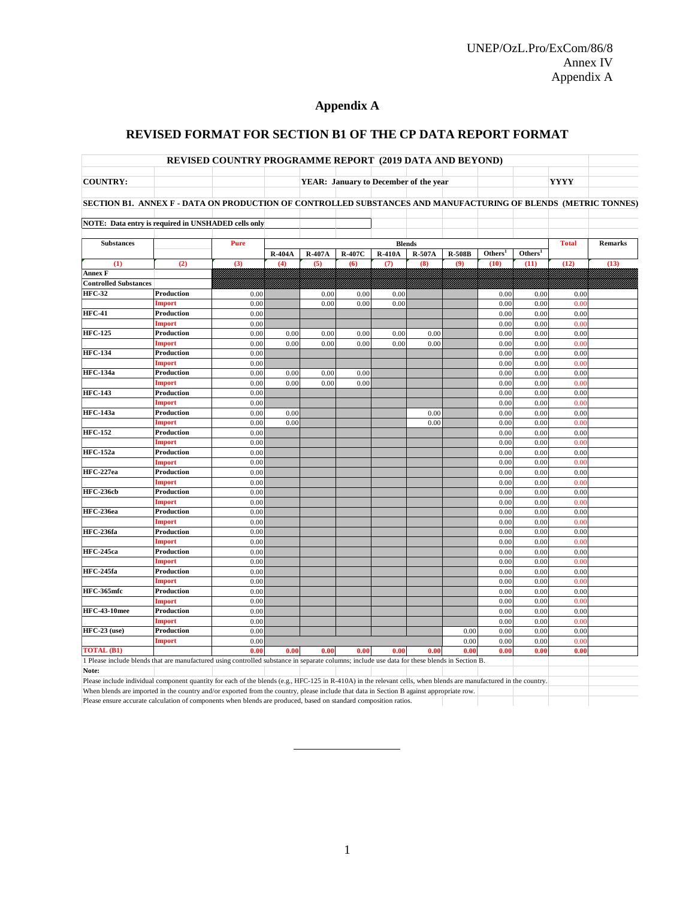# Appendix A

## REVISED FORMAT FOR SECTION B1 OF THE CP DATA REPORT FORMAT

**REVISED COUNTRY PROGRAMME REPORT (2019 DATA AND BEYOND)**

**COUNTRY:** **YEAR: January to December of the year** **YYYY**

**SECTION B1. ANNEX F - DATA ON PRODUCTION OF CONTROLLED SUBSTANCES AND MANUFACTURING OF BLENDS (METRIC TONNES)**

**NOTE: Data entry is required in UNSHADED cells only**

| Substances | | Pure | Blends | | | | | | | | Total | Remarks |
|---|---|---|---|---|---|---|---|---|---|---|---|---|
| | | | R-404A | R-407A | R-407C | R-410A | R-507A | R-508B | Others[1] | Others[1] | | |
| (1) | (2) | (3) | (4) | (5) | (6) | (7) | (8) | (9) | (10) | (11) | (12) | (13) |
| **Annex F** | | | | | | | | | | | | |
| **Controlled Substances** | | | | | | | | | | | | |
| **HFC-32** | Production | 0.00 | | 0.00 | 0.00 | 0.00 | | | 0.00 | 0.00 | 0.00 | |
| | Import | 0.00 | | 0.00 | 0.00 | 0.00 | | | 0.00 | 0.00 | 0.00 | |
| **HFC-41** | Production | 0.00 | | | | | | | 0.00 | 0.00 | 0.00 | |
| | Import | 0.00 | | | | | | | 0.00 | 0.00 | 0.00 | |
| **HFC-125** | Production | 0.00 | 0.00 | 0.00 | 0.00 | 0.00 | 0.00 | | 0.00 | 0.00 | 0.00 | |
| | Import | 0.00 | 0.00 | 0.00 | 0.00 | 0.00 | 0.00 | | 0.00 | 0.00 | 0.00 | |
| **HFC-134** | Production | 0.00 | | | | | | | 0.00 | 0.00 | 0.00 | |
| | Import | 0.00 | | | | | | | 0.00 | 0.00 | 0.00 | |
| **HFC-134a** | Production | 0.00 | 0.00 | 0.00 | 0.00 | | | | 0.00 | 0.00 | 0.00 | |
| | Import | 0.00 | 0.00 | 0.00 | 0.00 | | | | 0.00 | 0.00 | 0.00 | |
| **HFC-143** | Production | 0.00 | | | | | | | 0.00 | 0.00 | 0.00 | |
| | Import | 0.00 | | | | | | | 0.00 | 0.00 | 0.00 | |
| **HFC-143a** | Production | 0.00 | 0.00 | | | | 0.00 | | 0.00 | 0.00 | 0.00 | |
| | Import | 0.00 | 0.00 | | | | 0.00 | | 0.00 | 0.00 | 0.00 | |
| **HFC-152** | Production | 0.00 | | | | | | | 0.00 | 0.00 | 0.00 | |
| | Import | 0.00 | | | | | | | 0.00 | 0.00 | 0.00 | |
| **HFC-152a** | Production | 0.00 | | | | | | | 0.00 | 0.00 | 0.00 | |
| | Import | 0.00 | | | | | | | 0.00 | 0.00 | 0.00 | |
| **HFC-227ea** | Production | 0.00 | | | | | | | 0.00 | 0.00 | 0.00 | |
| | Import | 0.00 | | | | | | | 0.00 | 0.00 | 0.00 | |
| **HFC-236cb** | Production | 0.00 | | | | | | | 0.00 | 0.00 | 0.00 | |
| | Import | 0.00 | | | | | | | 0.00 | 0.00 | 0.00 | |
| **HFC-236ea** | Production | 0.00 | | | | | | | 0.00 | 0.00 | 0.00 | |
| | Import | 0.00 | | | | | | | 0.00 | 0.00 | 0.00 | |
| **HFC-236fa** | Production | 0.00 | | | | | | | 0.00 | 0.00 | 0.00 | |
| | Import | 0.00 | | | | | | | 0.00 | 0.00 | 0.00 | |
| **HFC-245ca** | Production | 0.00 | | | | | | | 0.00 | 0.00 | 0.00 | |
| | Import | 0.00 | | | | | | | 0.00 | 0.00 | 0.00 | |
| **HFC-245fa** | Production | 0.00 | | | | | | | 0.00 | 0.00 | 0.00 | |
| | Import | 0.00 | | | | | | | 0.00 | 0.00 | 0.00 | |
| **HFC-365mfc** | Production | 0.00 | | | | | | | 0.00 | 0.00 | 0.00 | |
| | Import | 0.00 | | | | | | | 0.00 | 0.00 | 0.00 | |
| **HFC-43-10mee** | Production | 0.00 | | | | | | | 0.00 | 0.00 | 0.00 | |
| | Import | 0.00 | | | | | | | 0.00 | 0.00 | 0.00 | |
| **HFC-23 (use)** | Production | 0.00 | | | | | | 0.00 | 0.00 | 0.00 | 0.00 | |
| | Import | 0.00 | | | | | | 0.00 | 0.00 | 0.00 | 0.00 | |
| **TOTAL (B1)** | | **0.00** | **0.00** | **0.00** | **0.00** | **0.00** | **0.00** | **0.00** | **0.00** | **0.00** | **0.00** | |

1 Please include blends that are manufactured using controlled substance in separate columns; include use data for these blends in Section B.

**Note:**

Please include individual component quantity for each of the blends (e.g., HFC-125 in R-410A) in the relevant cells, when blends are manufactured in the country.

When blends are imported in the country and/or exported from the country, please include that data in Section B against appropriate row.

Please ensure accurate calculation of components when blends are produced, based on standard composition ratios.